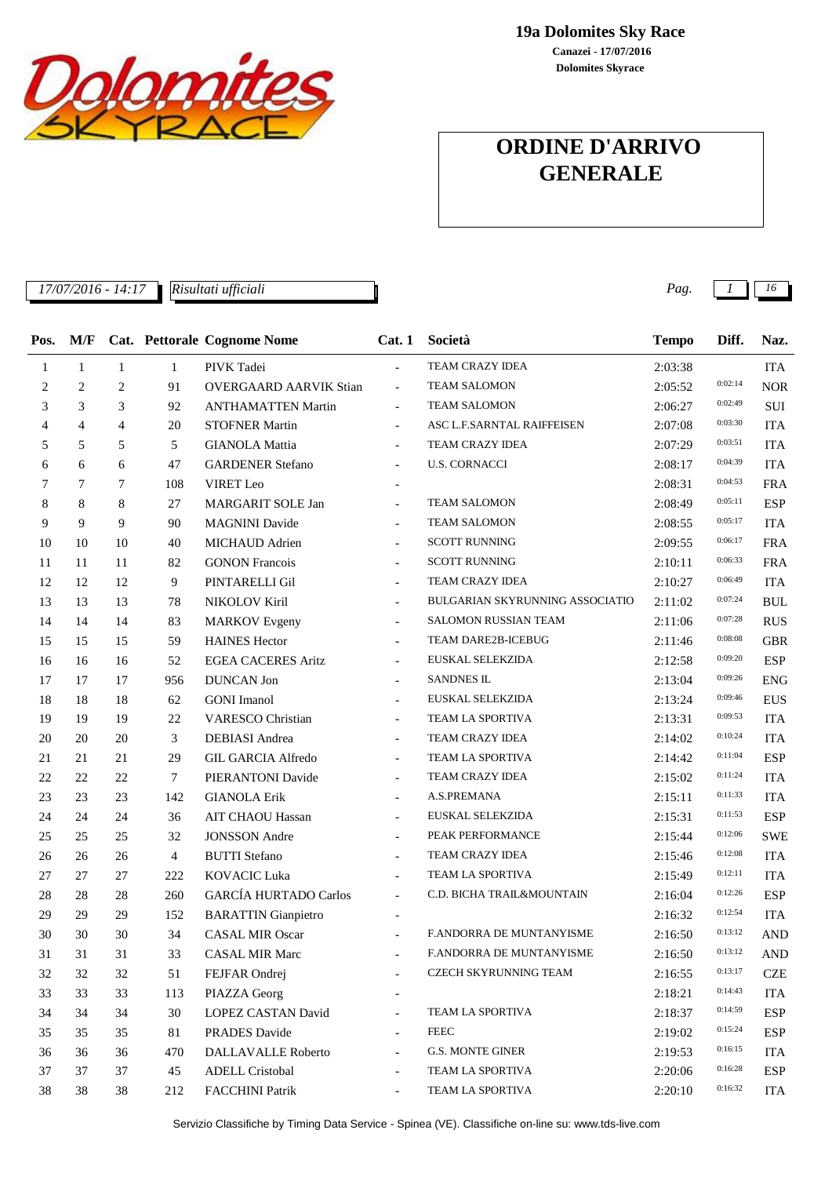**19a Dolomites Sky Race**

**Canazei - 17/07/2016**

**Dolomites Skyrace**

# ORDINE D'ARRIVO GENERALE

*17/07/2016 - 14:17* *Risultati ufficiali*

| Pos. | M/F | Cat. | Pettorale | Cognome Nome | Cat. 1 | Società | Tempo | Diff. | Naz. |
|---|---|---|---|---|---|---|---|---|---|
| 1 | 1 | 1 | 1 | PIVK Tadei | - | TEAM CRAZY IDEA | 2:03:38 | | ITA |
| 2 | 2 | 2 | 91 | OVERGAARD AARVIK Stian | - | TEAM SALOMON | 2:05:52 | 0:02:14 | NOR |
| 3 | 3 | 3 | 92 | ANTHAMATTEN Martin | - | TEAM SALOMON | 2:06:27 | 0:02:49 | SUI |
| 4 | 4 | 4 | 20 | STOFNER Martin | - | ASC L.F.SARNTAL RAIFFEISEN | 2:07:08 | 0:03:30 | ITA |
| 5 | 5 | 5 | 5 | GIANOLA Mattia | - | TEAM CRAZY IDEA | 2:07:29 | 0:03:51 | ITA |
| 6 | 6 | 6 | 47 | GARDENER Stefano | - | U.S. CORNACCI | 2:08:17 | 0:04:39 | ITA |
| 7 | 7 | 7 | 108 | VIRET Leo | - | | 2:08:31 | 0:04:53 | FRA |
| 8 | 8 | 8 | 27 | MARGARIT SOLE Jan | - | TEAM SALOMON | 2:08:49 | 0:05:11 | ESP |
| 9 | 9 | 9 | 90 | MAGNINI Davide | - | TEAM SALOMON | 2:08:55 | 0:05:17 | ITA |
| 10 | 10 | 10 | 40 | MICHAUD Adrien | - | SCOTT RUNNING | 2:09:55 | 0:06:17 | FRA |
| 11 | 11 | 11 | 82 | GONON Francois | - | SCOTT RUNNING | 2:10:11 | 0:06:33 | FRA |
| 12 | 12 | 12 | 9 | PINTARELLI Gil | - | TEAM CRAZY IDEA | 2:10:27 | 0:06:49 | ITA |
| 13 | 13 | 13 | 78 | NIKOLOV Kiril | - | BULGARIAN SKYRUNNING ASSOCIATIO | 2:11:02 | 0:07:24 | BUL |
| 14 | 14 | 14 | 83 | MARKOV Evgeny | - | SALOMON RUSSIAN TEAM | 2:11:06 | 0:07:28 | RUS |
| 15 | 15 | 15 | 59 | HAINES Hector | - | TEAM DARE2B-ICEBUG | 2:11:46 | 0:08:08 | GBR |
| 16 | 16 | 16 | 52 | EGEA CACERES Aritz | - | EUSKAL SELEKZIDA | 2:12:58 | 0:09:20 | ESP |
| 17 | 17 | 17 | 956 | DUNCAN Jon | - | SANDNES IL | 2:13:04 | 0:09:26 | ENG |
| 18 | 18 | 18 | 62 | GONI Imanol | - | EUSKAL SELEKZIDA | 2:13:24 | 0:09:46 | EUS |
| 19 | 19 | 19 | 22 | VARESCO Christian | - | TEAM LA SPORTIVA | 2:13:31 | 0:09:53 | ITA |
| 20 | 20 | 20 | 3 | DEBIASI Andrea | - | TEAM CRAZY IDEA | 2:14:02 | 0:10:24 | ITA |
| 21 | 21 | 21 | 29 | GIL GARCIA Alfredo | - | TEAM LA SPORTIVA | 2:14:42 | 0:11:04 | ESP |
| 22 | 22 | 22 | 7 | PIERANTONI Davide | - | TEAM CRAZY IDEA | 2:15:02 | 0:11:24 | ITA |
| 23 | 23 | 23 | 142 | GIANOLA Erik | - | A.S.PREMANA | 2:15:11 | 0:11:33 | ITA |
| 24 | 24 | 24 | 36 | AIT CHAOU Hassan | - | EUSKAL SELEKZIDA | 2:15:31 | 0:11:53 | ESP |
| 25 | 25 | 25 | 32 | JONSSON Andre | - | PEAK PERFORMANCE | 2:15:44 | 0:12:06 | SWE |
| 26 | 26 | 26 | 4 | BUTTI Stefano | - | TEAM CRAZY IDEA | 2:15:46 | 0:12:08 | ITA |
| 27 | 27 | 27 | 222 | KOVACIC Luka | - | TEAM LA SPORTIVA | 2:15:49 | 0:12:11 | ITA |
| 28 | 28 | 28 | 260 | GARCÍA HURTADO Carlos | - | C.D. BICHA TRAIL&MOUNTAIN | 2:16:04 | 0:12:26 | ESP |
| 29 | 29 | 29 | 152 | BARATTIN Gianpietro | - | | 2:16:32 | 0:12:54 | ITA |
| 30 | 30 | 30 | 34 | CASAL MIR Oscar | - | F.ANDORRA DE MUNTANYISME | 2:16:50 | 0:13:12 | AND |
| 31 | 31 | 31 | 33 | CASAL MIR Marc | - | F.ANDORRA DE MUNTANYISME | 2:16:50 | 0:13:12 | AND |
| 32 | 32 | 32 | 51 | FEJFAR Ondrej | - | CZECH SKYRUNNING TEAM | 2:16:55 | 0:13:17 | CZE |
| 33 | 33 | 33 | 113 | PIAZZA Georg | - | | 2:18:21 | 0:14:43 | ITA |
| 34 | 34 | 34 | 30 | LOPEZ CASTAN David | - | TEAM LA SPORTIVA | 2:18:37 | 0:14:59 | ESP |
| 35 | 35 | 35 | 81 | PRADES Davide | - | FEEC | 2:19:02 | 0:15:24 | ESP |
| 36 | 36 | 36 | 470 | DALLAVALLE Roberto | - | G.S. MONTE GINER | 2:19:53 | 0:16:15 | ITA |
| 37 | 37 | 37 | 45 | ADELL Cristobal | - | TEAM LA SPORTIVA | 2:20:06 | 0:16:28 | ESP |
| 38 | 38 | 38 | 212 | FACCHINI Patrik | - | TEAM LA SPORTIVA | 2:20:10 | 0:16:32 | ITA |

Servizio Classifiche by Timing Data Service - Spinea (VE). Classifiche on-line su: www.tds-live.com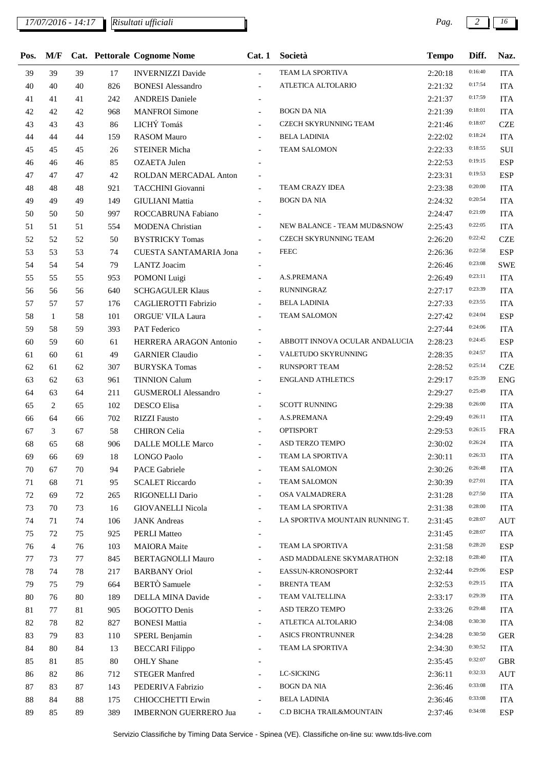| Pos. | M/F | Cat. | Pettorale | Cognome Nome | Cat. 1 | Società | Tempo | Diff. | Naz. |
|---|---|---|---|---|---|---|---|---|---|
| 39 | 39 | 39 | 17 | INVERNIZZI Davide | - | TEAM LA SPORTIVA | 2:20:18 | 0:16:40 | ITA |
| 40 | 40 | 40 | 826 | BONESI Alessandro | - | ATLETICA ALTOLARIO | 2:21:32 | 0:17:54 | ITA |
| 41 | 41 | 41 | 242 | ANDREIS Daniele | - | | 2:21:37 | 0:17:59 | ITA |
| 42 | 42 | 42 | 968 | MANFROI Simone | - | BOGN DA NIA | 2:21:39 | 0:18:01 | ITA |
| 43 | 43 | 43 | 86 | LICHÝ Tomáš | - | CZECH SKYRUNNING TEAM | 2:21:46 | 0:18:07 | CZE |
| 44 | 44 | 44 | 159 | RASOM Mauro | - | BELA LADINIA | 2:22:02 | 0:18:24 | ITA |
| 45 | 45 | 45 | 26 | STEINER Micha | - | TEAM SALOMON | 2:22:33 | 0:18:55 | SUI |
| 46 | 46 | 46 | 85 | OZAETA Julen | - | | 2:22:53 | 0:19:15 | ESP |
| 47 | 47 | 47 | 42 | ROLDAN MERCADAL Anton | - | | 2:23:31 | 0:19:53 | ESP |
| 48 | 48 | 48 | 921 | TACCHINI Giovanni | - | TEAM CRAZY IDEA | 2:23:38 | 0:20:00 | ITA |
| 49 | 49 | 49 | 149 | GIULIANI Mattia | - | BOGN DA NIA | 2:24:32 | 0:20:54 | ITA |
| 50 | 50 | 50 | 997 | ROCCABRUNA Fabiano | - | | 2:24:47 | 0:21:09 | ITA |
| 51 | 51 | 51 | 554 | MODENA Christian | - | NEW BALANCE - TEAM MUD&SNOW | 2:25:43 | 0:22:05 | ITA |
| 52 | 52 | 52 | 50 | BYSTRICKY Tomas | - | CZECH SKYRUNNING TEAM | 2:26:20 | 0:22:42 | CZE |
| 53 | 53 | 53 | 74 | CUESTA SANTAMARIA Jona | - | FEEC | 2:26:36 | 0:22:58 | ESP |
| 54 | 54 | 54 | 79 | LANTZ Joacim | - | | 2:26:46 | 0:23:08 | SWE |
| 55 | 55 | 55 | 953 | POMONI Luigi | - | A.S.PREMANA | 2:26:49 | 0:23:11 | ITA |
| 56 | 56 | 56 | 640 | SCHGAGULER Klaus | - | RUNNINGRAZ | 2:27:17 | 0:23:39 | ITA |
| 57 | 57 | 57 | 176 | CAGLIEROTTI Fabrizio | - | BELA LADINIA | 2:27:33 | 0:23:55 | ITA |
| 58 | 1 | 58 | 101 | ORGUE' VILA Laura | - | TEAM SALOMON | 2:27:42 | 0:24:04 | ESP |
| 59 | 58 | 59 | 393 | PAT Federico | - | | 2:27:44 | 0:24:06 | ITA |
| 60 | 59 | 60 | 61 | HERRERA ARAGON Antonio | - | ABBOTT INNOVA OCULAR ANDALUCIA | 2:28:23 | 0:24:45 | ESP |
| 61 | 60 | 61 | 49 | GARNIER Claudio | - | VALETUDO SKYRUNNING | 2:28:35 | 0:24:57 | ITA |
| 62 | 61 | 62 | 307 | BURYSKA Tomas | - | RUNSPORT TEAM | 2:28:52 | 0:25:14 | CZE |
| 63 | 62 | 63 | 961 | TINNION Calum | - | ENGLAND ATHLETICS | 2:29:17 | 0:25:39 | ENG |
| 64 | 63 | 64 | 211 | GUSMEROLI Alessandro | - | | 2:29:27 | 0:25:49 | ITA |
| 65 | 2 | 65 | 102 | DESCO Elisa | - | SCOTT RUNNING | 2:29:38 | 0:26:00 | ITA |
| 66 | 64 | 66 | 702 | RIZZI Fausto | - | A.S.PREMANA | 2:29:49 | 0:26:11 | ITA |
| 67 | 3 | 67 | 58 | CHIRON Celia | - | OPTISPORT | 2:29:53 | 0:26:15 | FRA |
| 68 | 65 | 68 | 906 | DALLE MOLLE Marco | - | ASD TERZO TEMPO | 2:30:02 | 0:26:24 | ITA |
| 69 | 66 | 69 | 18 | LONGO Paolo | - | TEAM LA SPORTIVA | 2:30:11 | 0:26:33 | ITA |
| 70 | 67 | 70 | 94 | PACE Gabriele | - | TEAM SALOMON | 2:30:26 | 0:26:48 | ITA |
| 71 | 68 | 71 | 95 | SCALET Riccardo | - | TEAM SALOMON | 2:30:39 | 0:27:01 | ITA |
| 72 | 69 | 72 | 265 | RIGONELLI Dario | - | OSA VALMADRERA | 2:31:28 | 0:27:50 | ITA |
| 73 | 70 | 73 | 16 | GIOVANELLI Nicola | - | TEAM LA SPORTIVA | 2:31:38 | 0:28:00 | ITA |
| 74 | 71 | 74 | 106 | JANK Andreas | - | LA SPORTIVA MOUNTAIN RUNNING T. | 2:31:45 | 0:28:07 | AUT |
| 75 | 72 | 75 | 925 | PERLI Matteo | - | | 2:31:45 | 0:28:07 | ITA |
| 76 | 4 | 76 | 103 | MAIORA Maite | - | TEAM LA SPORTIVA | 2:31:58 | 0:28:20 | ESP |
| 77 | 73 | 77 | 845 | BERTAGNOLLI Mauro | - | ASD MADDALENE SKYMARATHON | 2:32:18 | 0:28:40 | ITA |
| 78 | 74 | 78 | 217 | BARBANY Oriol | - | EASSUN-KRONOSPORT | 2:32:44 | 0:29:06 | ESP |
| 79 | 75 | 79 | 664 | BERTÒ Samuele | - | BRENTA TEAM | 2:32:53 | 0:29:15 | ITA |
| 80 | 76 | 80 | 189 | DELLA MINA Davide | - | TEAM VALTELLINA | 2:33:17 | 0:29:39 | ITA |
| 81 | 77 | 81 | 905 | BOGOTTO Denis | - | ASD TERZO TEMPO | 2:33:26 | 0:29:48 | ITA |
| 82 | 78 | 82 | 827 | BONESI Mattia | - | ATLETICA ALTOLARIO | 2:34:08 | 0:30:30 | ITA |
| 83 | 79 | 83 | 110 | SPERL Benjamin | - | ASICS FRONTRUNNER | 2:34:28 | 0:30:50 | GER |
| 84 | 80 | 84 | 13 | BECCARI Filippo | - | TEAM LA SPORTIVA | 2:34:30 | 0:30:52 | ITA |
| 85 | 81 | 85 | 80 | OHLY Shane | - | | 2:35:45 | 0:32:07 | GBR |
| 86 | 82 | 86 | 712 | STEGER Manfred | - | LC-SICKING | 2:36:11 | 0:32:33 | AUT |
| 87 | 83 | 87 | 143 | PEDERIVA Fabrizio | - | BOGN DA NIA | 2:36:46 | 0:33:08 | ITA |
| 88 | 84 | 88 | 175 | CHIOCCHETTI Erwin | - | BELA LADINIA | 2:36:46 | 0:33:08 | ITA |
| 89 | 85 | 89 | 389 | IMBERNON GUERRERO Jua | - | C.D BICHA TRAIL&MOUNTAIN | 2:37:46 | 0:34:08 | ESP |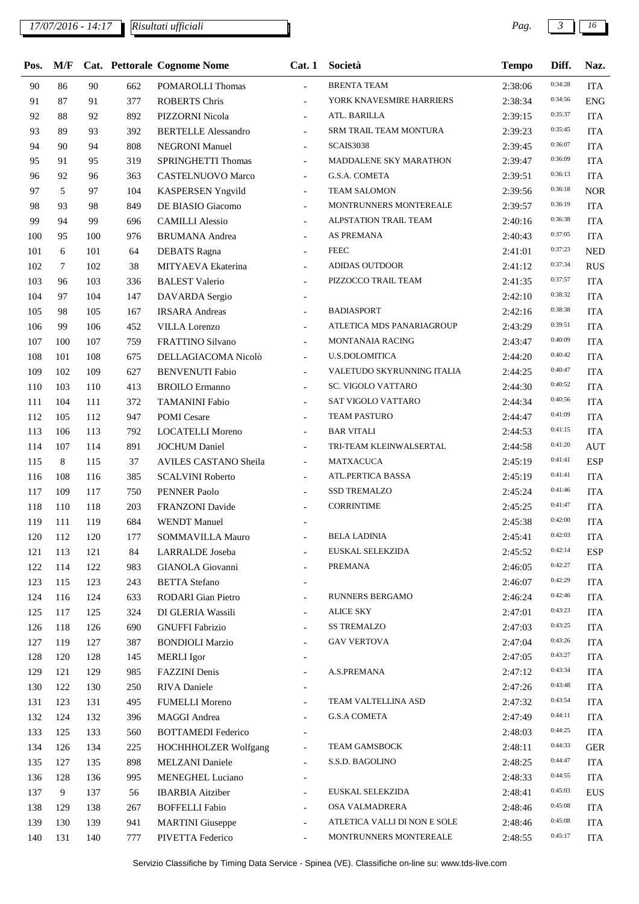| Pos. | M/F | Cat. | Pettorale | Cognome Nome | Cat. 1 | Società | Tempo | Diff. | Naz. |
|---|---|---|---|---|---|---|---|---|---|
| 90 | 86 | 90 | 662 | POMAROLLI Thomas | - | BRENTA TEAM | 2:38:06 | 0:34:28 | ITA |
| 91 | 87 | 91 | 377 | ROBERTS Chris | - | YORK KNAVESMIRE HARRIERS | 2:38:34 | 0:34:56 | ENG |
| 92 | 88 | 92 | 892 | PIZZORNI Nicola | - | ATL. BARILLA | 2:39:15 | 0:35:37 | ITA |
| 93 | 89 | 93 | 392 | BERTELLE Alessandro | - | SRM TRAIL TEAM MONTURA | 2:39:23 | 0:35:45 | ITA |
| 94 | 90 | 94 | 808 | NEGRONI Manuel | - | SCAIS3038 | 2:39:45 | 0:36:07 | ITA |
| 95 | 91 | 95 | 319 | SPRINGHETTI Thomas | - | MADDALENE SKY MARATHON | 2:39:47 | 0:36:09 | ITA |
| 96 | 92 | 96 | 363 | CASTELNUOVO Marco | - | G.S.A. COMETA | 2:39:51 | 0:36:13 | ITA |
| 97 | 5 | 97 | 104 | KASPERSEN Yngvild | - | TEAM SALOMON | 2:39:56 | 0:36:18 | NOR |
| 98 | 93 | 98 | 849 | DE BIASIO Giacomo | - | MONTRUNNERS MONTEREALE | 2:39:57 | 0:36:19 | ITA |
| 99 | 94 | 99 | 696 | CAMILLI Alessio | - | ALPSTATION TRAIL TEAM | 2:40:16 | 0:36:38 | ITA |
| 100 | 95 | 100 | 976 | BRUMANA Andrea | - | AS PREMANA | 2:40:43 | 0:37:05 | ITA |
| 101 | 6 | 101 | 64 | DEBATS Ragna | - | FEEC | 2:41:01 | 0:37:23 | NED |
| 102 | 7 | 102 | 38 | MITYAEVA Ekaterina | - | ADIDAS OUTDOOR | 2:41:12 | 0:37:34 | RUS |
| 103 | 96 | 103 | 336 | BALEST Valerio | - | PIZZOCCO TRAIL TEAM | 2:41:35 | 0:37:57 | ITA |
| 104 | 97 | 104 | 147 | DAVARDA Sergio | - | | 2:42:10 | 0:38:32 | ITA |
| 105 | 98 | 105 | 167 | IRSARA Andreas | - | BADIASPORT | 2:42:16 | 0:38:38 | ITA |
| 106 | 99 | 106 | 452 | VILLA Lorenzo | - | ATLETICA MDS PANARIAGROUP | 2:43:29 | 0:39:51 | ITA |
| 107 | 100 | 107 | 759 | FRATTINO Silvano | - | MONTANAIA RACING | 2:43:47 | 0:40:09 | ITA |
| 108 | 101 | 108 | 675 | DELLAGIACOMA Nicolò | - | U.S.DOLOMITICA | 2:44:20 | 0:40:42 | ITA |
| 109 | 102 | 109 | 627 | BENVENUTI Fabio | - | VALETUDO SKYRUNNING ITALIA | 2:44:25 | 0:40:47 | ITA |
| 110 | 103 | 110 | 413 | BROILO Ermanno | - | SC. VIGOLO VATTARO | 2:44:30 | 0:40:52 | ITA |
| 111 | 104 | 111 | 372 | TAMANINI Fabio | - | SAT VIGOLO VATTARO | 2:44:34 | 0:40:56 | ITA |
| 112 | 105 | 112 | 947 | POMI Cesare | - | TEAM PASTURO | 2:44:47 | 0:41:09 | ITA |
| 113 | 106 | 113 | 792 | LOCATELLI Moreno | - | BAR VITALI | 2:44:53 | 0:41:15 | ITA |
| 114 | 107 | 114 | 891 | JOCHUM Daniel | - | TRI-TEAM KLEINWALSERTAL | 2:44:58 | 0:41:20 | AUT |
| 115 | 8 | 115 | 37 | AVILES CASTANO Sheila | - | MATXACUCA | 2:45:19 | 0:41:41 | ESP |
| 116 | 108 | 116 | 385 | SCALVINI Roberto | - | ATL.PERTICA BASSA | 2:45:19 | 0:41:41 | ITA |
| 117 | 109 | 117 | 750 | PENNER Paolo | - | SSD TREMALZO | 2:45:24 | 0:41:46 | ITA |
| 118 | 110 | 118 | 203 | FRANZONI Davide | - | CORRINTIME | 2:45:25 | 0:41:47 | ITA |
| 119 | 111 | 119 | 684 | WENDT Manuel | - | | 2:45:38 | 0:42:00 | ITA |
| 120 | 112 | 120 | 177 | SOMMAVILLA Mauro | - | BELA LADINIA | 2:45:41 | 0:42:03 | ITA |
| 121 | 113 | 121 | 84 | LARRALDE Joseba | - | EUSKAL SELEKZIDA | 2:45:52 | 0:42:14 | ESP |
| 122 | 114 | 122 | 983 | GIANOLA Giovanni | - | PREMANA | 2:46:05 | 0:42:27 | ITA |
| 123 | 115 | 123 | 243 | BETTA Stefano | - | | 2:46:07 | 0:42:29 | ITA |
| 124 | 116 | 124 | 633 | RODARI Gian Pietro | - | RUNNERS BERGAMO | 2:46:24 | 0:42:46 | ITA |
| 125 | 117 | 125 | 324 | DI GLERIA Wassili | - | ALICE SKY | 2:47:01 | 0:43:23 | ITA |
| 126 | 118 | 126 | 690 | GNUFFI Fabrizio | - | SS TREMALZO | 2:47:03 | 0:43:25 | ITA |
| 127 | 119 | 127 | 387 | BONDIOLI Marzio | - | GAV VERTOVA | 2:47:04 | 0:43:26 | ITA |
| 128 | 120 | 128 | 145 | MERLI Igor | - | | 2:47:05 | 0:43:27 | ITA |
| 129 | 121 | 129 | 985 | FAZZINI Denis | - | A.S.PREMANA | 2:47:12 | 0:43:34 | ITA |
| 130 | 122 | 130 | 250 | RIVA Daniele | - | | 2:47:26 | 0:43:48 | ITA |
| 131 | 123 | 131 | 495 | FUMELLI Moreno | - | TEAM VALTELLINA ASD | 2:47:32 | 0:43:54 | ITA |
| 132 | 124 | 132 | 396 | MAGGI Andrea | - | G.S.A COMETA | 2:47:49 | 0:44:11 | ITA |
| 133 | 125 | 133 | 560 | BOTTAMEDI Federico | - | | 2:48:03 | 0:44:25 | ITA |
| 134 | 126 | 134 | 225 | HOCHHHOLZER Wolfgang | - | TEAM GAMSBOCK | 2:48:11 | 0:44:33 | GER |
| 135 | 127 | 135 | 898 | MELZANI Daniele | - | S.S.D. BAGOLINO | 2:48:25 | 0:44:47 | ITA |
| 136 | 128 | 136 | 995 | MENEGHEL Luciano | - | | 2:48:33 | 0:44:55 | ITA |
| 137 | 9 | 137 | 56 | IBARBIA Aitziber | - | EUSKAL SELEKZIDA | 2:48:41 | 0:45:03 | EUS |
| 138 | 129 | 138 | 267 | BOFFELLI Fabio | - | OSA VALMADRERA | 2:48:46 | 0:45:08 | ITA |
| 139 | 130 | 139 | 941 | MARTINI Giuseppe | - | ATLETICA VALLI DI NON E SOLE | 2:48:46 | 0:45:08 | ITA |
| 140 | 131 | 140 | 777 | PIVETTA Federico | - | MONTRUNNERS MONTEREALE | 2:48:55 | 0:45:17 | ITA |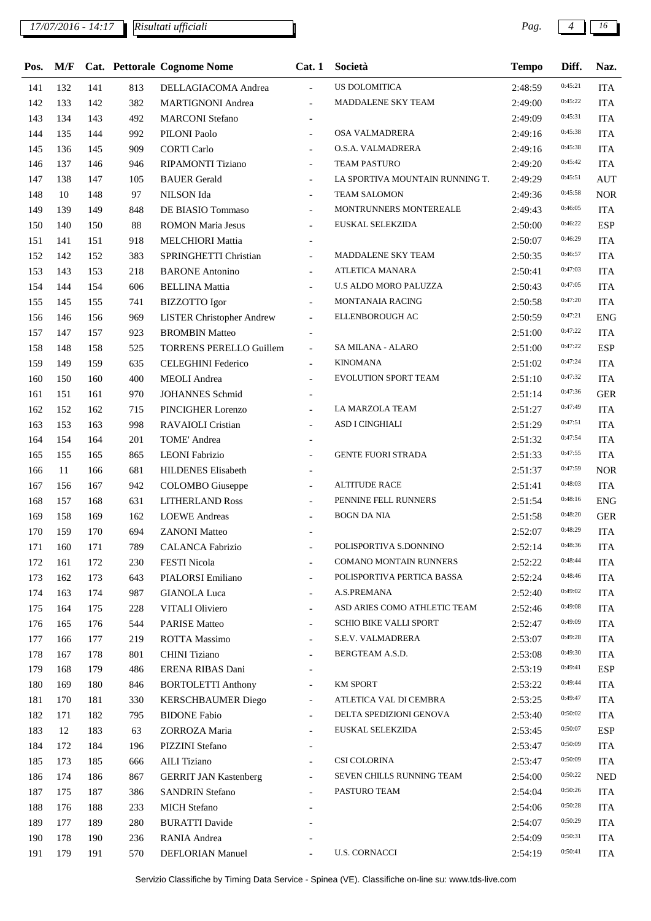17/07/2016 - 14:17 *Risultati ufficiali*

| Pos. | M/F | Cat. | Pettorale | Cognome Nome | Cat. 1 | Società | Tempo | Diff. | Naz. |
|---|---|---|---|---|---|---|---|---|---|
| 141 | 132 | 141 | 813 | DELLAGIACOMA Andrea | - | US DOLOMITICA | 2:48:59 | 0:45:21 | ITA |
| 142 | 133 | 142 | 382 | MARTIGNONI Andrea | - | MADDALENE SKY TEAM | 2:49:00 | 0:45:22 | ITA |
| 143 | 134 | 143 | 492 | MARCONI Stefano | - | | 2:49:09 | 0:45:31 | ITA |
| 144 | 135 | 144 | 992 | PILONI Paolo | - | OSA VALMADRERA | 2:49:16 | 0:45:38 | ITA |
| 145 | 136 | 145 | 909 | CORTI Carlo | - | O.S.A. VALMADRERA | 2:49:16 | 0:45:38 | ITA |
| 146 | 137 | 146 | 946 | RIPAMONTI Tiziano | - | TEAM PASTURO | 2:49:20 | 0:45:42 | ITA |
| 147 | 138 | 147 | 105 | BAUER Gerald | - | LA SPORTIVA MOUNTAIN RUNNING T. | 2:49:29 | 0:45:51 | AUT |
| 148 | 10 | 148 | 97 | NILSON Ida | - | TEAM SALOMON | 2:49:36 | 0:45:58 | NOR |
| 149 | 139 | 149 | 848 | DE BIASIO Tommaso | - | MONTRUNNERS MONTEREALE | 2:49:43 | 0:46:05 | ITA |
| 150 | 140 | 150 | 88 | ROMON Maria Jesus | - | EUSKAL SELEKZIDA | 2:50:00 | 0:46:22 | ESP |
| 151 | 141 | 151 | 918 | MELCHIORI Mattia | - | | 2:50:07 | 0:46:29 | ITA |
| 152 | 142 | 152 | 383 | SPRINGHETTI Christian | - | MADDALENE SKY TEAM | 2:50:35 | 0:46:57 | ITA |
| 153 | 143 | 153 | 218 | BARONE Antonino | - | ATLETICA MANARA | 2:50:41 | 0:47:03 | ITA |
| 154 | 144 | 154 | 606 | BELLINA Mattia | - | U.S ALDO MORO PALUZZA | 2:50:43 | 0:47:05 | ITA |
| 155 | 145 | 155 | 741 | BIZZOTTO Igor | - | MONTANAIA RACING | 2:50:58 | 0:47:20 | ITA |
| 156 | 146 | 156 | 969 | LISTER Christopher Andrew | - | ELLENBOROUGH AC | 2:50:59 | 0:47:21 | ENG |
| 157 | 147 | 157 | 923 | BROMBIN Matteo | - | | 2:51:00 | 0:47:22 | ITA |
| 158 | 148 | 158 | 525 | TORRENS PERELLO Guillem | - | SA MILANA - ALARO | 2:51:00 | 0:47:22 | ESP |
| 159 | 149 | 159 | 635 | CELEGHINI Federico | - | KINOMANA | 2:51:02 | 0:47:24 | ITA |
| 160 | 150 | 160 | 400 | MEOLI Andrea | - | EVOLUTION SPORT TEAM | 2:51:10 | 0:47:32 | ITA |
| 161 | 151 | 161 | 970 | JOHANNES Schmid | - | | 2:51:14 | 0:47:36 | GER |
| 162 | 152 | 162 | 715 | PINCIGHER Lorenzo | - | LA MARZOLA TEAM | 2:51:27 | 0:47:49 | ITA |
| 163 | 153 | 163 | 998 | RAVAIOLI Cristian | - | ASD I CINGHIALI | 2:51:29 | 0:47:51 | ITA |
| 164 | 154 | 164 | 201 | TOME' Andrea | - | | 2:51:32 | 0:47:54 | ITA |
| 165 | 155 | 165 | 865 | LEONI Fabrizio | - | GENTE FUORI STRADA | 2:51:33 | 0:47:55 | ITA |
| 166 | 11 | 166 | 681 | HILDENES Elisabeth | - | | 2:51:37 | 0:47:59 | NOR |
| 167 | 156 | 167 | 942 | COLOMBO Giuseppe | - | ALTITUDE RACE | 2:51:41 | 0:48:03 | ITA |
| 168 | 157 | 168 | 631 | LITHERLAND Ross | - | PENNINE FELL RUNNERS | 2:51:54 | 0:48:16 | ENG |
| 169 | 158 | 169 | 162 | LOEWE Andreas | - | BOGN DA NIA | 2:51:58 | 0:48:20 | GER |
| 170 | 159 | 170 | 694 | ZANONI Matteo | - | | 2:52:07 | 0:48:29 | ITA |
| 171 | 160 | 171 | 789 | CALANCA Fabrizio | - | POLISPORTIVA S.DONNINO | 2:52:14 | 0:48:36 | ITA |
| 172 | 161 | 172 | 230 | FESTI Nicola | - | COMANO MONTAIN RUNNERS | 2:52:22 | 0:48:44 | ITA |
| 173 | 162 | 173 | 643 | PIALORSI Emiliano | - | POLISPORTIVA PERTICA BASSA | 2:52:24 | 0:48:46 | ITA |
| 174 | 163 | 174 | 987 | GIANOLA Luca | - | A.S.PREMANA | 2:52:40 | 0:49:02 | ITA |
| 175 | 164 | 175 | 228 | VITALI Oliviero | - | ASD ARIES COMO ATHLETIC TEAM | 2:52:46 | 0:49:08 | ITA |
| 176 | 165 | 176 | 544 | PARISE Matteo | - | SCHIO BIKE VALLI SPORT | 2:52:47 | 0:49:09 | ITA |
| 177 | 166 | 177 | 219 | ROTTA Massimo | - | S.E.V. VALMADRERA | 2:53:07 | 0:49:28 | ITA |
| 178 | 167 | 178 | 801 | CHINI Tiziano | - | BERGTEAM A.S.D. | 2:53:08 | 0:49:30 | ITA |
| 179 | 168 | 179 | 486 | ERENA RIBAS Dani | - | | 2:53:19 | 0:49:41 | ESP |
| 180 | 169 | 180 | 846 | BORTOLETTI Anthony | - | KM SPORT | 2:53:22 | 0:49:44 | ITA |
| 181 | 170 | 181 | 330 | KERSCHBAUMER Diego | - | ATLETICA VAL DI CEMBRA | 2:53:25 | 0:49:47 | ITA |
| 182 | 171 | 182 | 795 | BIDONE Fabio | - | DELTA SPEDIZIONI GENOVA | 2:53:40 | 0:50:02 | ITA |
| 183 | 12 | 183 | 63 | ZORROZA Maria | - | EUSKAL SELEKZIDA | 2:53:45 | 0:50:07 | ESP |
| 184 | 172 | 184 | 196 | PIZZINI Stefano | - | | 2:53:47 | 0:50:09 | ITA |
| 185 | 173 | 185 | 666 | AILI Tiziano | - | CSI COLORINA | 2:53:47 | 0:50:09 | ITA |
| 186 | 174 | 186 | 867 | GERRIT JAN Kastenberg | - | SEVEN CHILLS RUNNING TEAM | 2:54:00 | 0:50:22 | NED |
| 187 | 175 | 187 | 386 | SANDRIN Stefano | - | PASTURO TEAM | 2:54:04 | 0:50:26 | ITA |
| 188 | 176 | 188 | 233 | MICH Stefano | - | | 2:54:06 | 0:50:28 | ITA |
| 189 | 177 | 189 | 280 | BURATTI Davide | - | | 2:54:07 | 0:50:29 | ITA |
| 190 | 178 | 190 | 236 | RANIA Andrea | - | | 2:54:09 | 0:50:31 | ITA |
| 191 | 179 | 191 | 570 | DEFLORIAN Manuel | - | U.S. CORNACCI | 2:54:19 | 0:50:41 | ITA |

Servizio Classifiche by Timing Data Service - Spinea (VE). Classifiche on-line su: www.tds-live.com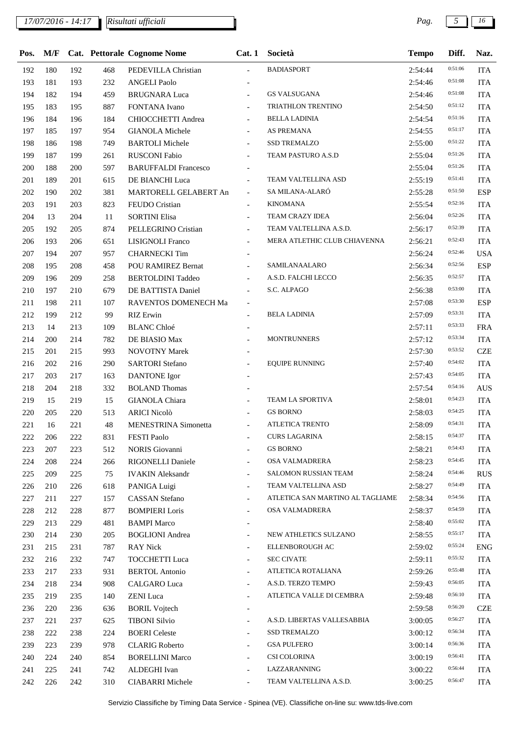| Pos. | M/F | Cat. | Pettorale | Cognome Nome | Cat. 1 | Società | Tempo | Diff. | Naz. |
|---|---|---|---|---|---|---|---|---|---|
| 192 | 180 | 192 | 468 | PEDEVILLA Christian | - | BADIASPORT | 2:54:44 | 0:51:06 | ITA |
| 193 | 181 | 193 | 232 | ANGELI Paolo | - | | 2:54:46 | 0:51:08 | ITA |
| 194 | 182 | 194 | 459 | BRUGNARA Luca | - | GS VALSUGANA | 2:54:46 | 0:51:08 | ITA |
| 195 | 183 | 195 | 887 | FONTANA Ivano | - | TRIATHLON TRENTINO | 2:54:50 | 0:51:12 | ITA |
| 196 | 184 | 196 | 184 | CHIOCCHETTI Andrea | - | BELLA LADINIA | 2:54:54 | 0:51:16 | ITA |
| 197 | 185 | 197 | 954 | GIANOLA Michele | - | AS PREMANA | 2:54:55 | 0:51:17 | ITA |
| 198 | 186 | 198 | 749 | BARTOLI Michele | - | SSD TREMALZO | 2:55:00 | 0:51:22 | ITA |
| 199 | 187 | 199 | 261 | RUSCONI Fabio | - | TEAM PASTURO A.S.D | 2:55:04 | 0:51:26 | ITA |
| 200 | 188 | 200 | 597 | BARUFFALDI Francesco | - | | 2:55:04 | 0:51:26 | ITA |
| 201 | 189 | 201 | 615 | DE BIANCHI Luca | - | TEAM VALTELLINA ASD | 2:55:19 | 0:51:41 | ITA |
| 202 | 190 | 202 | 381 | MARTORELL GELABERT An | - | SA MILANA-ALARÓ | 2:55:28 | 0:51:50 | ESP |
| 203 | 191 | 203 | 823 | FEUDO Cristian | - | KINOMANA | 2:55:54 | 0:52:16 | ITA |
| 204 | 13 | 204 | 11 | SORTINI Elisa | - | TEAM CRAZY IDEA | 2:56:04 | 0:52:26 | ITA |
| 205 | 192 | 205 | 874 | PELLEGRINO Cristian | - | TEAM VALTELLINA A.S.D. | 2:56:17 | 0:52:39 | ITA |
| 206 | 193 | 206 | 651 | LISIGNOLI Franco | - | MERA ATLETHIC CLUB CHIAVENNA | 2:56:21 | 0:52:43 | ITA |
| 207 | 194 | 207 | 957 | CHARNECKI Tim | - | | 2:56:24 | 0:52:46 | USA |
| 208 | 195 | 208 | 458 | POU RAMIREZ Bernat | - | SAMILANAALARO | 2:56:34 | 0:52:56 | ESP |
| 209 | 196 | 209 | 258 | BERTOLDINI Taddeo | - | A.S.D. FALCHI LECCO | 2:56:35 | 0:52:57 | ITA |
| 210 | 197 | 210 | 679 | DE BATTISTA Daniel | - | S.C. ALPAGO | 2:56:38 | 0:53:00 | ITA |
| 211 | 198 | 211 | 107 | RAVENTOS DOMENECH Ma | - | | 2:57:08 | 0:53:30 | ESP |
| 212 | 199 | 212 | 99 | RIZ Erwin | - | BELA LADINIA | 2:57:09 | 0:53:31 | ITA |
| 213 | 14 | 213 | 109 | BLANC Chloé | - | | 2:57:11 | 0:53:33 | FRA |
| 214 | 200 | 214 | 782 | DE BIASIO Max | - | MONTRUNNERS | 2:57:12 | 0:53:34 | ITA |
| 215 | 201 | 215 | 993 | NOVOTNY Marek | - | | 2:57:30 | 0:53:52 | CZE |
| 216 | 202 | 216 | 290 | SARTORI Stefano | - | EQUIPE RUNNING | 2:57:40 | 0:54:02 | ITA |
| 217 | 203 | 217 | 163 | DANTONE Igor | - | | 2:57:43 | 0:54:05 | ITA |
| 218 | 204 | 218 | 332 | BOLAND Thomas | - | | 2:57:54 | 0:54:16 | AUS |
| 219 | 15 | 219 | 15 | GIANOLA Chiara | - | TEAM LA SPORTIVA | 2:58:01 | 0:54:23 | ITA |
| 220 | 205 | 220 | 513 | ARICI Nicolò | - | GS BORNO | 2:58:03 | 0:54:25 | ITA |
| 221 | 16 | 221 | 48 | MENESTRINA Simonetta | - | ATLETICA TRENTO | 2:58:09 | 0:54:31 | ITA |
| 222 | 206 | 222 | 831 | FESTI Paolo | - | CURS LAGARINA | 2:58:15 | 0:54:37 | ITA |
| 223 | 207 | 223 | 512 | NORIS Giovanni | - | GS BORNO | 2:58:21 | 0:54:43 | ITA |
| 224 | 208 | 224 | 266 | RIGONELLI Daniele | - | OSA VALMADRERA | 2:58:23 | 0:54:45 | ITA |
| 225 | 209 | 225 | 75 | IVAKIN Aleksandr | - | SALOMON RUSSIAN TEAM | 2:58:24 | 0:54:46 | RUS |
| 226 | 210 | 226 | 618 | PANIGA Luigi | - | TEAM VALTELLINA ASD | 2:58:27 | 0:54:49 | ITA |
| 227 | 211 | 227 | 157 | CASSAN Stefano | - | ATLETICA SAN MARTINO AL TAGLIAME | 2:58:34 | 0:54:56 | ITA |
| 228 | 212 | 228 | 877 | BOMPIERI Loris | - | OSA VALMADRERA | 2:58:37 | 0:54:59 | ITA |
| 229 | 213 | 229 | 481 | BAMPI Marco | - | | 2:58:40 | 0:55:02 | ITA |
| 230 | 214 | 230 | 205 | BOGLIONI Andrea | - | NEW ATHLETICS SULZANO | 2:58:55 | 0:55:17 | ITA |
| 231 | 215 | 231 | 787 | RAY Nick | - | ELLENBOROUGH AC | 2:59:02 | 0:55:24 | ENG |
| 232 | 216 | 232 | 747 | TOCCHETTI Luca | - | SEC CIVATE | 2:59:11 | 0:55:32 | ITA |
| 233 | 217 | 233 | 931 | BERTOL Antonio | - | ATLETICA ROTALIANA | 2:59:26 | 0:55:48 | ITA |
| 234 | 218 | 234 | 908 | CALGARO Luca | - | A.S.D. TERZO TEMPO | 2:59:43 | 0:56:05 | ITA |
| 235 | 219 | 235 | 140 | ZENI Luca | - | ATLETICA VALLE DI CEMBRA | 2:59:48 | 0:56:10 | ITA |
| 236 | 220 | 236 | 636 | BORIL Vojtech | - | | 2:59:58 | 0:56:20 | CZE |
| 237 | 221 | 237 | 625 | TIBONI Silvio | - | A.S.D. LIBERTAS VALLESABBIA | 3:00:05 | 0:56:27 | ITA |
| 238 | 222 | 238 | 224 | BOERI Celeste | - | SSD TREMALZO | 3:00:12 | 0:56:34 | ITA |
| 239 | 223 | 239 | 978 | CLARIG Roberto | - | GSA PULFERO | 3:00:14 | 0:56:36 | ITA |
| 240 | 224 | 240 | 854 | BORELLINI Marco | - | CSI COLORINA | 3:00:19 | 0:56:41 | ITA |
| 241 | 225 | 241 | 742 | ALDEGHI Ivan | - | LAZZARANNING | 3:00:22 | 0:56:44 | ITA |
| 242 | 226 | 242 | 310 | CIABARRI Michele | - | TEAM VALTELLINA A.S.D. | 3:00:25 | 0:56:47 | ITA |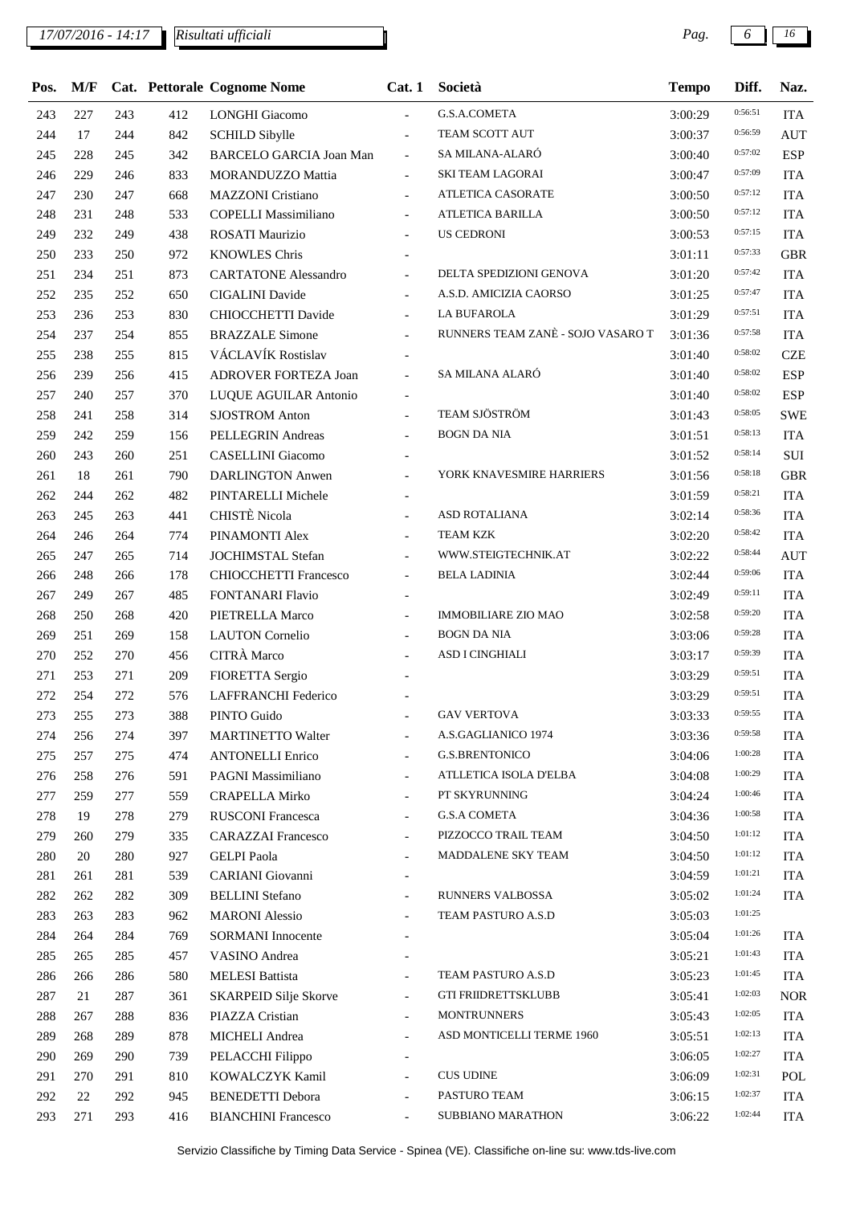| Pos. | M/F | Cat. | Pettorale | Cognome Nome | Cat. 1 | Società | Tempo | Diff. | Naz. |
|---|---|---|---|---|---|---|---|---|---|
| 243 | 227 | 243 | 412 | LONGHI Giacomo | - | G.S.A.COMETA | 3:00:29 | 0:56:51 | ITA |
| 244 | 17 | 244 | 842 | SCHILD Sibylle | - | TEAM SCOTT AUT | 3:00:37 | 0:56:59 | AUT |
| 245 | 228 | 245 | 342 | BARCELO GARCIA Joan Man | - | SA MILANA-ALARÓ | 3:00:40 | 0:57:02 | ESP |
| 246 | 229 | 246 | 833 | MORANDUZZO Mattia | - | SKI TEAM LAGORAI | 3:00:47 | 0:57:09 | ITA |
| 247 | 230 | 247 | 668 | MAZZONI Cristiano | - | ATLETICA CASORATE | 3:00:50 | 0:57:12 | ITA |
| 248 | 231 | 248 | 533 | COPELLI Massimiliano | - | ATLETICA BARILLA | 3:00:50 | 0:57:12 | ITA |
| 249 | 232 | 249 | 438 | ROSATI Maurizio | - | US CEDRONI | 3:00:53 | 0:57:15 | ITA |
| 250 | 233 | 250 | 972 | KNOWLES Chris | - | | 3:01:11 | 0:57:33 | GBR |
| 251 | 234 | 251 | 873 | CARTATONE Alessandro | - | DELTA SPEDIZIONI GENOVA | 3:01:20 | 0:57:42 | ITA |
| 252 | 235 | 252 | 650 | CIGALINI Davide | - | A.S.D. AMICIZIA CAORSO | 3:01:25 | 0:57:47 | ITA |
| 253 | 236 | 253 | 830 | CHIOCCHETTI Davide | - | LA BUFAROLA | 3:01:29 | 0:57:51 | ITA |
| 254 | 237 | 254 | 855 | BRAZZALE Simone | - | RUNNERS TEAM ZANÈ - SOJO VASARO T | 3:01:36 | 0:57:58 | ITA |
| 255 | 238 | 255 | 815 | VÁCLAVÍK Rostislav | - | | 3:01:40 | 0:58:02 | CZE |
| 256 | 239 | 256 | 415 | ADROVER FORTEZA Joan | - | SA MILANA ALARÓ | 3:01:40 | 0:58:02 | ESP |
| 257 | 240 | 257 | 370 | LUQUE AGUILAR Antonio | - | | 3:01:40 | 0:58:02 | ESP |
| 258 | 241 | 258 | 314 | SJOSTROM Anton | - | TEAM SJÖSTRÖM | 3:01:43 | 0:58:05 | SWE |
| 259 | 242 | 259 | 156 | PELLEGRIN Andreas | - | BOGN DA NIA | 3:01:51 | 0:58:13 | ITA |
| 260 | 243 | 260 | 251 | CASELLINI Giacomo | - | | 3:01:52 | 0:58:14 | SUI |
| 261 | 18 | 261 | 790 | DARLINGTON Anwen | - | YORK KNAVESMIRE HARRIERS | 3:01:56 | 0:58:18 | GBR |
| 262 | 244 | 262 | 482 | PINTARELLI Michele | - | | 3:01:59 | 0:58:21 | ITA |
| 263 | 245 | 263 | 441 | CHISTÈ Nicola | - | ASD ROTALIANA | 3:02:14 | 0:58:36 | ITA |
| 264 | 246 | 264 | 774 | PINAMONTI Alex | - | TEAM KZK | 3:02:20 | 0:58:42 | ITA |
| 265 | 247 | 265 | 714 | JOCHIMSTAL Stefan | - | WWW.STEIGTECHNIK.AT | 3:02:22 | 0:58:44 | AUT |
| 266 | 248 | 266 | 178 | CHIOCCHETTI Francesco | - | BELA LADINIA | 3:02:44 | 0:59:06 | ITA |
| 267 | 249 | 267 | 485 | FONTANARI Flavio | - | | 3:02:49 | 0:59:11 | ITA |
| 268 | 250 | 268 | 420 | PIETRELLA Marco | - | IMMOBILIARE ZIO MAO | 3:02:58 | 0:59:20 | ITA |
| 269 | 251 | 269 | 158 | LAUTON Cornelio | - | BOGN DA NIA | 3:03:06 | 0:59:28 | ITA |
| 270 | 252 | 270 | 456 | CITRÀ Marco | - | ASD I CINGHIALI | 3:03:17 | 0:59:39 | ITA |
| 271 | 253 | 271 | 209 | FIORETTA Sergio | - | | 3:03:29 | 0:59:51 | ITA |
| 272 | 254 | 272 | 576 | LAFFRANCHI Federico | - | | 3:03:29 | 0:59:51 | ITA |
| 273 | 255 | 273 | 388 | PINTO Guido | - | GAV VERTOVA | 3:03:33 | 0:59:55 | ITA |
| 274 | 256 | 274 | 397 | MARTINETTO Walter | - | A.S.GAGLIANICO 1974 | 3:03:36 | 0:59:58 | ITA |
| 275 | 257 | 275 | 474 | ANTONELLI Enrico | - | G.S.BRENTONICO | 3:04:06 | 1:00:28 | ITA |
| 276 | 258 | 276 | 591 | PAGNI Massimiliano | - | ATLLETICA ISOLA D'ELBA | 3:04:08 | 1:00:29 | ITA |
| 277 | 259 | 277 | 559 | CRAPELLA Mirko | - | PT SKYRUNNING | 3:04:24 | 1:00:46 | ITA |
| 278 | 19 | 278 | 279 | RUSCONI Francesca | - | G.S.A COMETA | 3:04:36 | 1:00:58 | ITA |
| 279 | 260 | 279 | 335 | CARAZZAI Francesco | - | PIZZOCCO TRAIL TEAM | 3:04:50 | 1:01:12 | ITA |
| 280 | 20 | 280 | 927 | GELPI Paola | - | MADDALENE SKY TEAM | 3:04:50 | 1:01:12 | ITA |
| 281 | 261 | 281 | 539 | CARIANI Giovanni | - | | 3:04:59 | 1:01:21 | ITA |
| 282 | 262 | 282 | 309 | BELLINI Stefano | - | RUNNERS VALBOSSA | 3:05:02 | 1:01:24 | ITA |
| 283 | 263 | 283 | 962 | MARONI Alessio | - | TEAM PASTURO A.S.D | 3:05:03 | 1:01:25 | |
| 284 | 264 | 284 | 769 | SORMANI Innocente | - | | 3:05:04 | 1:01:26 | ITA |
| 285 | 265 | 285 | 457 | VASINO Andrea | - | | 3:05:21 | 1:01:43 | ITA |
| 286 | 266 | 286 | 580 | MELESI Battista | - | TEAM PASTURO A.S.D | 3:05:23 | 1:01:45 | ITA |
| 287 | 21 | 287 | 361 | SKARPEID Silje Skorve | - | GTI FRIIDRETTSKLUBB | 3:05:41 | 1:02:03 | NOR |
| 288 | 267 | 288 | 836 | PIAZZA Cristian | - | MONTRUNNERS | 3:05:43 | 1:02:05 | ITA |
| 289 | 268 | 289 | 878 | MICHELI Andrea | - | ASD MONTICELLI TERME 1960 | 3:05:51 | 1:02:13 | ITA |
| 290 | 269 | 290 | 739 | PELACCHI Filippo | - | | 3:06:05 | 1:02:27 | ITA |
| 291 | 270 | 291 | 810 | KOWALCZYK Kamil | - | CUS UDINE | 3:06:09 | 1:02:31 | POL |
| 292 | 22 | 292 | 945 | BENEDETTI Debora | - | PASTURO TEAM | 3:06:15 | 1:02:37 | ITA |
| 293 | 271 | 293 | 416 | BIANCHINI Francesco | - | SUBBIANO MARATHON | 3:06:22 | 1:02:44 | ITA |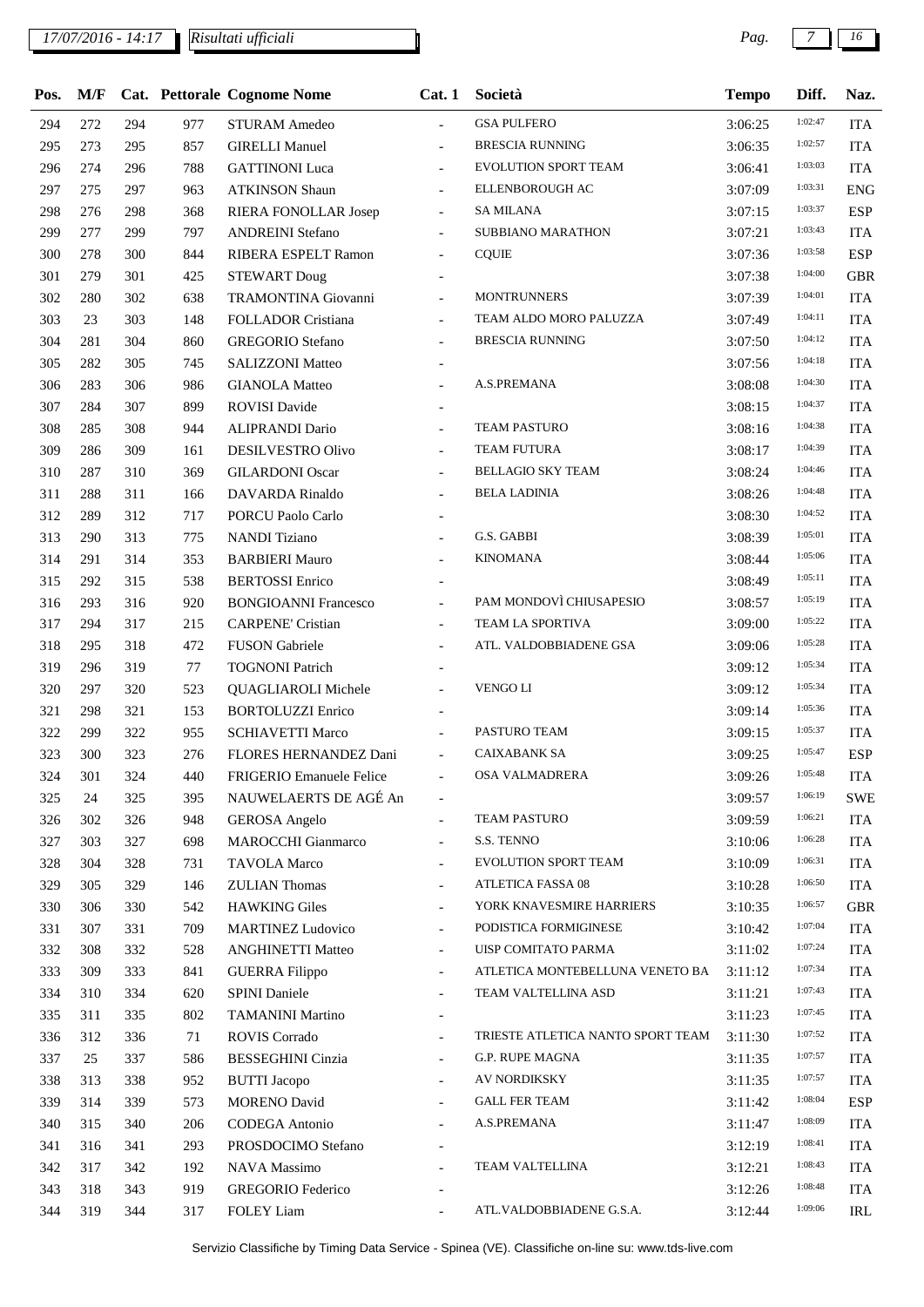17/07/2016 - 14:17 *Risultati ufficiali*

| Pos. | M/F | Cat. | Pettorale | Cognome Nome | Cat. 1 | Società | Tempo | Diff. | Naz. |
|---|---|---|---|---|---|---|---|---|---|
| 294 | 272 | 294 | 977 | STURAM Amedeo | - | GSA PULFERO | 3:06:25 | 1:02:47 | ITA |
| 295 | 273 | 295 | 857 | GIRELLI Manuel | - | BRESCIA RUNNING | 3:06:35 | 1:02:57 | ITA |
| 296 | 274 | 296 | 788 | GATTINONI Luca | - | EVOLUTION SPORT TEAM | 3:06:41 | 1:03:03 | ITA |
| 297 | 275 | 297 | 963 | ATKINSON Shaun | - | ELLENBOROUGH AC | 3:07:09 | 1:03:31 | ENG |
| 298 | 276 | 298 | 368 | RIERA FONOLLAR Josep | - | SA MILANA | 3:07:15 | 1:03:37 | ESP |
| 299 | 277 | 299 | 797 | ANDREINI Stefano | - | SUBBIANO MARATHON | 3:07:21 | 1:03:43 | ITA |
| 300 | 278 | 300 | 844 | RIBERA ESPELT Ramon | - | CQUIE | 3:07:36 | 1:03:58 | ESP |
| 301 | 279 | 301 | 425 | STEWART Doug | - | | 3:07:38 | 1:04:00 | GBR |
| 302 | 280 | 302 | 638 | TRAMONTINA Giovanni | - | MONTRUNNERS | 3:07:39 | 1:04:01 | ITA |
| 303 | 23 | 303 | 148 | FOLLADOR Cristiana | - | TEAM ALDO MORO PALUZZA | 3:07:49 | 1:04:11 | ITA |
| 304 | 281 | 304 | 860 | GREGORIO Stefano | - | BRESCIA RUNNING | 3:07:50 | 1:04:12 | ITA |
| 305 | 282 | 305 | 745 | SALIZZONI Matteo | - | | 3:07:56 | 1:04:18 | ITA |
| 306 | 283 | 306 | 986 | GIANOLA Matteo | - | A.S.PREMANA | 3:08:08 | 1:04:30 | ITA |
| 307 | 284 | 307 | 899 | ROVISI Davide | - | | 3:08:15 | 1:04:37 | ITA |
| 308 | 285 | 308 | 944 | ALIPRANDI Dario | - | TEAM PASTURO | 3:08:16 | 1:04:38 | ITA |
| 309 | 286 | 309 | 161 | DESILVESTRO Olivo | - | TEAM FUTURA | 3:08:17 | 1:04:39 | ITA |
| 310 | 287 | 310 | 369 | GILARDONI Oscar | - | BELLAGIO SKY TEAM | 3:08:24 | 1:04:46 | ITA |
| 311 | 288 | 311 | 166 | DAVARDA Rinaldo | - | BELA LADINIA | 3:08:26 | 1:04:48 | ITA |
| 312 | 289 | 312 | 717 | PORCU Paolo Carlo | - | | 3:08:30 | 1:04:52 | ITA |
| 313 | 290 | 313 | 775 | NANDI Tiziano | - | G.S. GABBI | 3:08:39 | 1:05:01 | ITA |
| 314 | 291 | 314 | 353 | BARBIERI Mauro | - | KINOMANA | 3:08:44 | 1:05:06 | ITA |
| 315 | 292 | 315 | 538 | BERTOSSI Enrico | - | | 3:08:49 | 1:05:11 | ITA |
| 316 | 293 | 316 | 920 | BONGIOANNI Francesco | - | PAM MONDOVÌ CHIUSAPESIO | 3:08:57 | 1:05:19 | ITA |
| 317 | 294 | 317 | 215 | CARPENE' Cristian | - | TEAM LA SPORTIVA | 3:09:00 | 1:05:22 | ITA |
| 318 | 295 | 318 | 472 | FUSON Gabriele | - | ATL. VALDOBBIADENE GSA | 3:09:06 | 1:05:28 | ITA |
| 319 | 296 | 319 | 77 | TOGNONI Patrich | - | | 3:09:12 | 1:05:34 | ITA |
| 320 | 297 | 320 | 523 | QUAGLIAROLI Michele | - | VENGO LI | 3:09:12 | 1:05:34 | ITA |
| 321 | 298 | 321 | 153 | BORTOLUZZI Enrico | - | | 3:09:14 | 1:05:36 | ITA |
| 322 | 299 | 322 | 955 | SCHIAVETTI Marco | - | PASTURO TEAM | 3:09:15 | 1:05:37 | ITA |
| 323 | 300 | 323 | 276 | FLORES HERNANDEZ Dani | - | CAIXABANK SA | 3:09:25 | 1:05:47 | ESP |
| 324 | 301 | 324 | 440 | FRIGERIO Emanuele Felice | - | OSA VALMADRERA | 3:09:26 | 1:05:48 | ITA |
| 325 | 24 | 325 | 395 | NAUWELAERTS DE AGÉ An | - | | 3:09:57 | 1:06:19 | SWE |
| 326 | 302 | 326 | 948 | GEROSA Angelo | - | TEAM PASTURO | 3:09:59 | 1:06:21 | ITA |
| 327 | 303 | 327 | 698 | MAROCCHI Gianmarco | - | S.S. TENNO | 3:10:06 | 1:06:28 | ITA |
| 328 | 304 | 328 | 731 | TAVOLA Marco | - | EVOLUTION SPORT TEAM | 3:10:09 | 1:06:31 | ITA |
| 329 | 305 | 329 | 146 | ZULIAN Thomas | - | ATLETICA FASSA 08 | 3:10:28 | 1:06:50 | ITA |
| 330 | 306 | 330 | 542 | HAWKING Giles | - | YORK KNAVESMIRE HARRIERS | 3:10:35 | 1:06:57 | GBR |
| 331 | 307 | 331 | 709 | MARTINEZ Ludovico | - | PODISTICA FORMIGINESE | 3:10:42 | 1:07:04 | ITA |
| 332 | 308 | 332 | 528 | ANGHINETTI Matteo | - | UISP COMITATO PARMA | 3:11:02 | 1:07:24 | ITA |
| 333 | 309 | 333 | 841 | GUERRA Filippo | - | ATLETICA MONTEBELLUNA VENETO BA | 3:11:12 | 1:07:34 | ITA |
| 334 | 310 | 334 | 620 | SPINI Daniele | - | TEAM VALTELLINA ASD | 3:11:21 | 1:07:43 | ITA |
| 335 | 311 | 335 | 802 | TAMANINI Martino | - | | 3:11:23 | 1:07:45 | ITA |
| 336 | 312 | 336 | 71 | ROVIS Corrado | - | TRIESTE ATLETICA NANTO SPORT TEAM | 3:11:30 | 1:07:52 | ITA |
| 337 | 25 | 337 | 586 | BESSEGHINI Cinzia | - | G.P. RUPE MAGNA | 3:11:35 | 1:07:57 | ITA |
| 338 | 313 | 338 | 952 | BUTTI Jacopo | - | AV NORDIKSKY | 3:11:35 | 1:07:57 | ITA |
| 339 | 314 | 339 | 573 | MORENO David | - | GALL FER TEAM | 3:11:42 | 1:08:04 | ESP |
| 340 | 315 | 340 | 206 | CODEGA Antonio | - | A.S.PREMANA | 3:11:47 | 1:08:09 | ITA |
| 341 | 316 | 341 | 293 | PROSDOCIMO Stefano | - | | 3:12:19 | 1:08:41 | ITA |
| 342 | 317 | 342 | 192 | NAVA Massimo | - | TEAM VALTELLINA | 3:12:21 | 1:08:43 | ITA |
| 343 | 318 | 343 | 919 | GREGORIO Federico | - | | 3:12:26 | 1:08:48 | ITA |
| 344 | 319 | 344 | 317 | FOLEY Liam | - | ATL.VALDOBBIADENE G.S.A. | 3:12:44 | 1:09:06 | IRL |

Servizio Classifiche by Timing Data Service - Spinea (VE). Classifiche on-line su: www.tds-live.com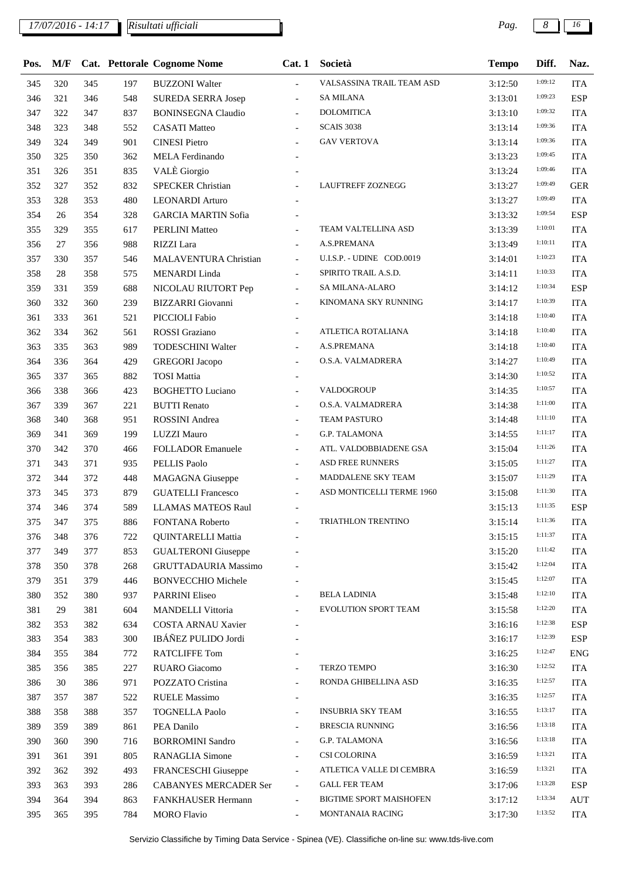| Pos. | M/F | Cat. | Pettorale | Cognome Nome | Cat. 1 | Società | Tempo | Diff. | Naz. |
|---|---|---|---|---|---|---|---|---|---|
| 345 | 320 | 345 | 197 | BUZZONI Walter | - | VALSASSINA TRAIL TEAM ASD | 3:12:50 | 1:09:12 | ITA |
| 346 | 321 | 346 | 548 | SUREDA SERRA Josep | - | SA MILANA | 3:13:01 | 1:09:23 | ESP |
| 347 | 322 | 347 | 837 | BONINSEGNA Claudio | - | DOLOMITICA | 3:13:10 | 1:09:32 | ITA |
| 348 | 323 | 348 | 552 | CASATI Matteo | - | SCAIS 3038 | 3:13:14 | 1:09:36 | ITA |
| 349 | 324 | 349 | 901 | CINESI Pietro | - | GAV VERTOVA | 3:13:14 | 1:09:36 | ITA |
| 350 | 325 | 350 | 362 | MELA Ferdinando | - | | 3:13:23 | 1:09:45 | ITA |
| 351 | 326 | 351 | 835 | VALÈ Giorgio | - | | 3:13:24 | 1:09:46 | ITA |
| 352 | 327 | 352 | 832 | SPECKER Christian | - | LAUFTREFF ZOZNEGG | 3:13:27 | 1:09:49 | GER |
| 353 | 328 | 353 | 480 | LEONARDI Arturo | - | | 3:13:27 | 1:09:49 | ITA |
| 354 | 26 | 354 | 328 | GARCIA MARTIN Sofia | - | | 3:13:32 | 1:09:54 | ESP |
| 355 | 329 | 355 | 617 | PERLINI Matteo | - | TEAM VALTELLINA ASD | 3:13:39 | 1:10:01 | ITA |
| 356 | 27 | 356 | 988 | RIZZI Lara | - | A.S.PREMANA | 3:13:49 | 1:10:11 | ITA |
| 357 | 330 | 357 | 546 | MALAVENTURA Christian | - | U.I.S.P. - UDINE COD.0019 | 3:14:01 | 1:10:23 | ITA |
| 358 | 28 | 358 | 575 | MENARDI Linda | - | SPIRITO TRAIL A.S.D. | 3:14:11 | 1:10:33 | ITA |
| 359 | 331 | 359 | 688 | NICOLAU RIUTORT Pep | - | SA MILANA-ALARO | 3:14:12 | 1:10:34 | ESP |
| 360 | 332 | 360 | 239 | BIZZARRI Giovanni | - | KINOMANA SKY RUNNING | 3:14:17 | 1:10:39 | ITA |
| 361 | 333 | 361 | 521 | PICCIOLI Fabio | - | | 3:14:18 | 1:10:40 | ITA |
| 362 | 334 | 362 | 561 | ROSSI Graziano | - | ATLETICA ROTALIANA | 3:14:18 | 1:10:40 | ITA |
| 363 | 335 | 363 | 989 | TODESCHINI Walter | - | A.S.PREMANA | 3:14:18 | 1:10:40 | ITA |
| 364 | 336 | 364 | 429 | GREGORI Jacopo | - | O.S.A. VALMADRERA | 3:14:27 | 1:10:49 | ITA |
| 365 | 337 | 365 | 882 | TOSI Mattia | - | | 3:14:30 | 1:10:52 | ITA |
| 366 | 338 | 366 | 423 | BOGHETTO Luciano | - | VALDOGROUP | 3:14:35 | 1:10:57 | ITA |
| 367 | 339 | 367 | 221 | BUTTI Renato | - | O.S.A. VALMADRERA | 3:14:38 | 1:11:00 | ITA |
| 368 | 340 | 368 | 951 | ROSSINI Andrea | - | TEAM PASTURO | 3:14:48 | 1:11:10 | ITA |
| 369 | 341 | 369 | 199 | LUZZI Mauro | - | G.P. TALAMONA | 3:14:55 | 1:11:17 | ITA |
| 370 | 342 | 370 | 466 | FOLLADOR Emanuele | - | ATL. VALDOBBIADENE GSA | 3:15:04 | 1:11:26 | ITA |
| 371 | 343 | 371 | 935 | PELLIS Paolo | - | ASD FREE RUNNERS | 3:15:05 | 1:11:27 | ITA |
| 372 | 344 | 372 | 448 | MAGAGNA Giuseppe | - | MADDALENE SKY TEAM | 3:15:07 | 1:11:29 | ITA |
| 373 | 345 | 373 | 879 | GUATELLI Francesco | - | ASD MONTICELLI TERME 1960 | 3:15:08 | 1:11:30 | ITA |
| 374 | 346 | 374 | 589 | LLAMAS MATEOS Raul | - | | 3:15:13 | 1:11:35 | ESP |
| 375 | 347 | 375 | 886 | FONTANA Roberto | - | TRIATHLON TRENTINO | 3:15:14 | 1:11:36 | ITA |
| 376 | 348 | 376 | 722 | QUINTARELLI Mattia | - | | 3:15:15 | 1:11:37 | ITA |
| 377 | 349 | 377 | 853 | GUALTERONI Giuseppe | - | | 3:15:20 | 1:11:42 | ITA |
| 378 | 350 | 378 | 268 | GRUTTADAURIA Massimo | - | | 3:15:42 | 1:12:04 | ITA |
| 379 | 351 | 379 | 446 | BONVECCHIO Michele | - | | 3:15:45 | 1:12:07 | ITA |
| 380 | 352 | 380 | 937 | PARRINI Eliseo | - | BELA LADINIA | 3:15:48 | 1:12:10 | ITA |
| 381 | 29 | 381 | 604 | MANDELLI Vittoria | - | EVOLUTION SPORT TEAM | 3:15:58 | 1:12:20 | ITA |
| 382 | 353 | 382 | 634 | COSTA ARNAU Xavier | - | | 3:16:16 | 1:12:38 | ESP |
| 383 | 354 | 383 | 300 | IBÁÑEZ PULIDO Jordi | - | | 3:16:17 | 1:12:39 | ESP |
| 384 | 355 | 384 | 772 | RATCLIFFE Tom | - | | 3:16:25 | 1:12:47 | ENG |
| 385 | 356 | 385 | 227 | RUARO Giacomo | - | TERZO TEMPO | 3:16:30 | 1:12:52 | ITA |
| 386 | 30 | 386 | 971 | POZZATO Cristina | - | RONDA GHIBELLINA ASD | 3:16:35 | 1:12:57 | ITA |
| 387 | 357 | 387 | 522 | RUELE Massimo | - | | 3:16:35 | 1:12:57 | ITA |
| 388 | 358 | 388 | 357 | TOGNELLA Paolo | - | INSUBRIA SKY TEAM | 3:16:55 | 1:13:17 | ITA |
| 389 | 359 | 389 | 861 | PEA Danilo | - | BRESCIA RUNNING | 3:16:56 | 1:13:18 | ITA |
| 390 | 360 | 390 | 716 | BORROMINI Sandro | - | G.P. TALAMONA | 3:16:56 | 1:13:18 | ITA |
| 391 | 361 | 391 | 805 | RANAGLIA Simone | - | CSI COLORINA | 3:16:59 | 1:13:21 | ITA |
| 392 | 362 | 392 | 493 | FRANCESCHI Giuseppe | - | ATLETICA VALLE DI CEMBRA | 3:16:59 | 1:13:21 | ITA |
| 393 | 363 | 393 | 286 | CABANYES MERCADER Ser | - | GALL FER TEAM | 3:17:06 | 1:13:28 | ESP |
| 394 | 364 | 394 | 863 | FANKHAUSER Hermann | - | BIGTIME SPORT MAISHOFEN | 3:17:12 | 1:13:34 | AUT |
| 395 | 365 | 395 | 784 | MORO Flavio | - | MONTANAIA RACING | 3:17:30 | 1:13:52 | ITA |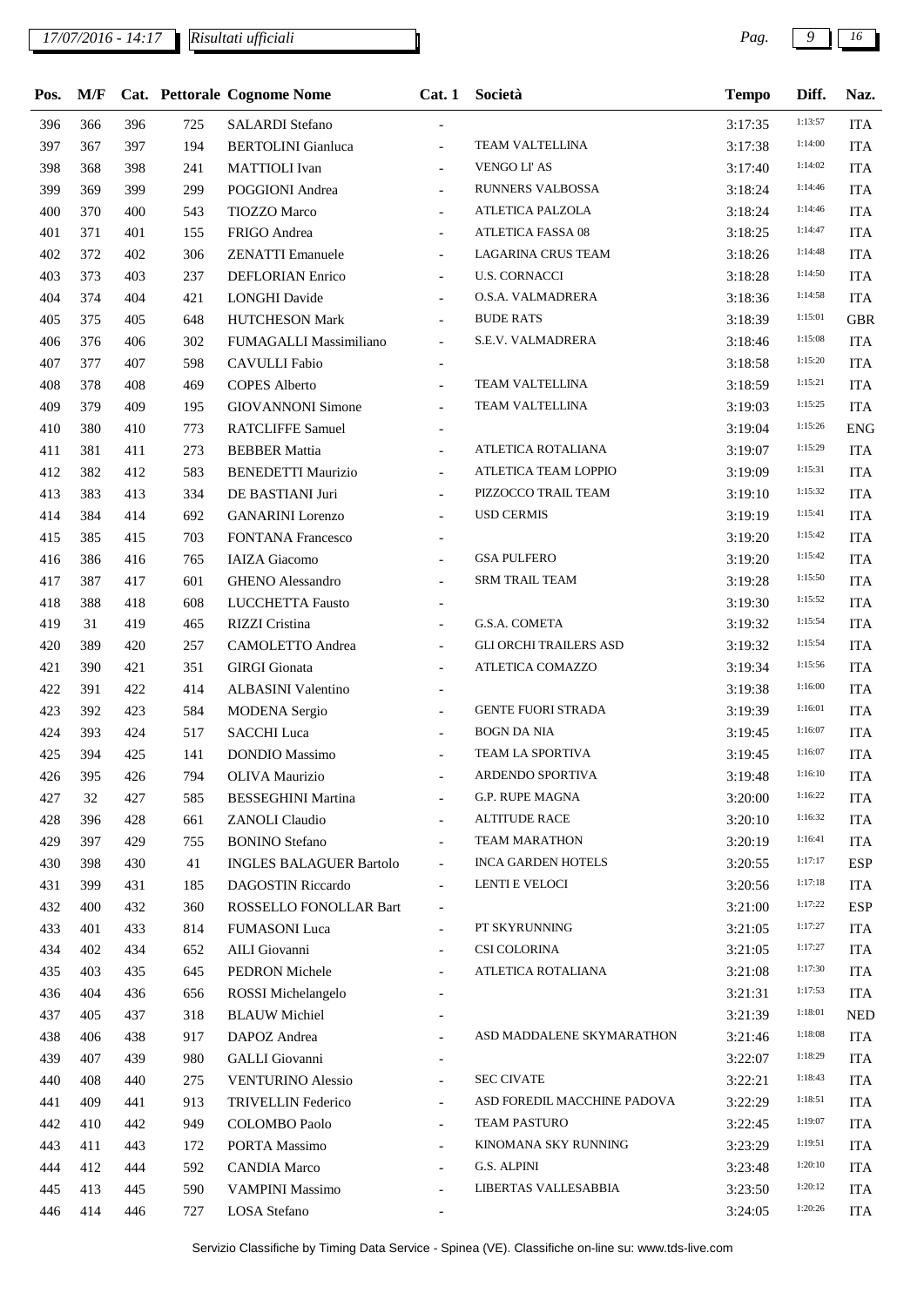17/07/2016 - 14:17 *Risultati ufficiali*

| Pos. | M/F | Cat. | Pettorale | Cognome Nome | Cat. 1 | Società | Tempo | Diff. | Naz. |
|---|---|---|---|---|---|---|---|---|---|
| 396 | 366 | 396 | 725 | SALARDI Stefano | - | | 3:17:35 | 1:13:57 | ITA |
| 397 | 367 | 397 | 194 | BERTOLINI Gianluca | - | TEAM VALTELLINA | 3:17:38 | 1:14:00 | ITA |
| 398 | 368 | 398 | 241 | MATTIOLI Ivan | - | VENGO LI' AS | 3:17:40 | 1:14:02 | ITA |
| 399 | 369 | 399 | 299 | POGGIONI Andrea | - | RUNNERS VALBOSSA | 3:18:24 | 1:14:46 | ITA |
| 400 | 370 | 400 | 543 | TIOZZO Marco | - | ATLETICA PALZOLA | 3:18:24 | 1:14:46 | ITA |
| 401 | 371 | 401 | 155 | FRIGO Andrea | - | ATLETICA FASSA 08 | 3:18:25 | 1:14:47 | ITA |
| 402 | 372 | 402 | 306 | ZENATTI Emanuele | - | LAGARINA CRUS TEAM | 3:18:26 | 1:14:48 | ITA |
| 403 | 373 | 403 | 237 | DEFLORIAN Enrico | - | U.S. CORNACCI | 3:18:28 | 1:14:50 | ITA |
| 404 | 374 | 404 | 421 | LONGHI Davide | - | O.S.A. VALMADRERA | 3:18:36 | 1:14:58 | ITA |
| 405 | 375 | 405 | 648 | HUTCHESON Mark | - | BUDE RATS | 3:18:39 | 1:15:01 | GBR |
| 406 | 376 | 406 | 302 | FUMAGALLI Massimiliano | - | S.E.V. VALMADRERA | 3:18:46 | 1:15:08 | ITA |
| 407 | 377 | 407 | 598 | CAVULLI Fabio | - | | 3:18:58 | 1:15:20 | ITA |
| 408 | 378 | 408 | 469 | COPES Alberto | - | TEAM VALTELLINA | 3:18:59 | 1:15:21 | ITA |
| 409 | 379 | 409 | 195 | GIOVANNONI Simone | - | TEAM VALTELLINA | 3:19:03 | 1:15:25 | ITA |
| 410 | 380 | 410 | 773 | RATCLIFFE Samuel | - | | 3:19:04 | 1:15:26 | ENG |
| 411 | 381 | 411 | 273 | BEBBER Mattia | - | ATLETICA ROTALIANA | 3:19:07 | 1:15:29 | ITA |
| 412 | 382 | 412 | 583 | BENEDETTI Maurizio | - | ATLETICA TEAM LOPPIO | 3:19:09 | 1:15:31 | ITA |
| 413 | 383 | 413 | 334 | DE BASTIANI Juri | - | PIZZOCCO TRAIL TEAM | 3:19:10 | 1:15:32 | ITA |
| 414 | 384 | 414 | 692 | GANARINI Lorenzo | - | USD CERMIS | 3:19:19 | 1:15:41 | ITA |
| 415 | 385 | 415 | 703 | FONTANA Francesco | - | | 3:19:20 | 1:15:42 | ITA |
| 416 | 386 | 416 | 765 | IAIZA Giacomo | - | GSA PULFERO | 3:19:20 | 1:15:42 | ITA |
| 417 | 387 | 417 | 601 | GHENO Alessandro | - | SRM TRAIL TEAM | 3:19:28 | 1:15:50 | ITA |
| 418 | 388 | 418 | 608 | LUCCHETTA Fausto | - | | 3:19:30 | 1:15:52 | ITA |
| 419 | 31 | 419 | 465 | RIZZI Cristina | - | G.S.A. COMETA | 3:19:32 | 1:15:54 | ITA |
| 420 | 389 | 420 | 257 | CAMOLETTO Andrea | - | GLI ORCHI TRAILERS ASD | 3:19:32 | 1:15:54 | ITA |
| 421 | 390 | 421 | 351 | GIRGI Gionata | - | ATLETICA COMAZZO | 3:19:34 | 1:15:56 | ITA |
| 422 | 391 | 422 | 414 | ALBASINI Valentino | - | | 3:19:38 | 1:16:00 | ITA |
| 423 | 392 | 423 | 584 | MODENA Sergio | - | GENTE FUORI STRADA | 3:19:39 | 1:16:01 | ITA |
| 424 | 393 | 424 | 517 | SACCHI Luca | - | BOGN DA NIA | 3:19:45 | 1:16:07 | ITA |
| 425 | 394 | 425 | 141 | DONDIO Massimo | - | TEAM LA SPORTIVA | 3:19:45 | 1:16:07 | ITA |
| 426 | 395 | 426 | 794 | OLIVA Maurizio | - | ARDENDO SPORTIVA | 3:19:48 | 1:16:10 | ITA |
| 427 | 32 | 427 | 585 | BESSEGHINI Martina | - | G.P. RUPE MAGNA | 3:20:00 | 1:16:22 | ITA |
| 428 | 396 | 428 | 661 | ZANOLI Claudio | - | ALTITUDE RACE | 3:20:10 | 1:16:32 | ITA |
| 429 | 397 | 429 | 755 | BONINO Stefano | - | TEAM MARATHON | 3:20:19 | 1:16:41 | ITA |
| 430 | 398 | 430 | 41 | INGLES BALAGUER Bartolo | - | INCA GARDEN HOTELS | 3:20:55 | 1:17:17 | ESP |
| 431 | 399 | 431 | 185 | DAGOSTIN Riccardo | - | LENTI E VELOCI | 3:20:56 | 1:17:18 | ITA |
| 432 | 400 | 432 | 360 | ROSSELLO FONOLLAR Bart | - | | 3:21:00 | 1:17:22 | ESP |
| 433 | 401 | 433 | 814 | FUMASONI Luca | - | PT SKYRUNNING | 3:21:05 | 1:17:27 | ITA |
| 434 | 402 | 434 | 652 | AILI Giovanni | - | CSI COLORINA | 3:21:05 | 1:17:27 | ITA |
| 435 | 403 | 435 | 645 | PEDRON Michele | - | ATLETICA ROTALIANA | 3:21:08 | 1:17:30 | ITA |
| 436 | 404 | 436 | 656 | ROSSI Michelangelo | - | | 3:21:31 | 1:17:53 | ITA |
| 437 | 405 | 437 | 318 | BLAUW Michiel | - | | 3:21:39 | 1:18:01 | NED |
| 438 | 406 | 438 | 917 | DAPOZ Andrea | - | ASD MADDALENE SKYMARATHON | 3:21:46 | 1:18:08 | ITA |
| 439 | 407 | 439 | 980 | GALLI Giovanni | - | | 3:22:07 | 1:18:29 | ITA |
| 440 | 408 | 440 | 275 | VENTURINO Alessio | - | SEC CIVATE | 3:22:21 | 1:18:43 | ITA |
| 441 | 409 | 441 | 913 | TRIVELLIN Federico | - | ASD FOREDIL MACCHINE PADOVA | 3:22:29 | 1:18:51 | ITA |
| 442 | 410 | 442 | 949 | COLOMBO Paolo | - | TEAM PASTURO | 3:22:45 | 1:19:07 | ITA |
| 443 | 411 | 443 | 172 | PORTA Massimo | - | KINOMANA SKY RUNNING | 3:23:29 | 1:19:51 | ITA |
| 444 | 412 | 444 | 592 | CANDIA Marco | - | G.S. ALPINI | 3:23:48 | 1:20:10 | ITA |
| 445 | 413 | 445 | 590 | VAMPINI Massimo | - | LIBERTAS VALLESABBIA | 3:23:50 | 1:20:12 | ITA |
| 446 | 414 | 446 | 727 | LOSA Stefano | - | | 3:24:05 | 1:20:26 | ITA |

Servizio Classifiche by Timing Data Service - Spinea (VE). Classifiche on-line su: www.tds-live.com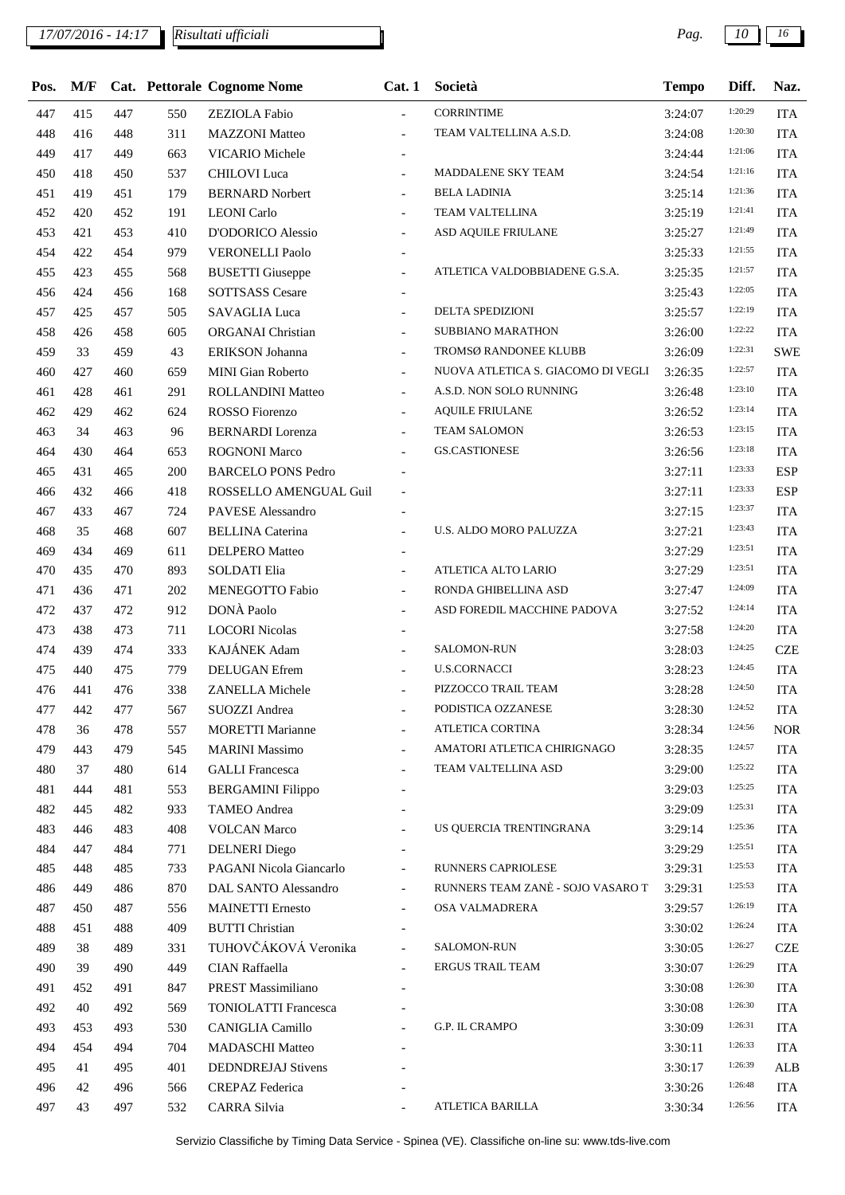| Pos. | M/F | Cat. | Pettorale | Cognome Nome | Cat. 1 | Società | Tempo | Diff. | Naz. |
|---|---|---|---|---|---|---|---|---|---|
| 447 | 415 | 447 | 550 | ZEZIOLA Fabio | - | CORRINTIME | 3:24:07 | 1:20:29 | ITA |
| 448 | 416 | 448 | 311 | MAZZONI Matteo | - | TEAM VALTELLINA A.S.D. | 3:24:08 | 1:20:30 | ITA |
| 449 | 417 | 449 | 663 | VICARIO Michele | - | | 3:24:44 | 1:21:06 | ITA |
| 450 | 418 | 450 | 537 | CHILOVI Luca | - | MADDALENE SKY TEAM | 3:24:54 | 1:21:16 | ITA |
| 451 | 419 | 451 | 179 | BERNARD Norbert | - | BELA LADINIA | 3:25:14 | 1:21:36 | ITA |
| 452 | 420 | 452 | 191 | LEONI Carlo | - | TEAM VALTELLINA | 3:25:19 | 1:21:41 | ITA |
| 453 | 421 | 453 | 410 | D'ODORICO Alessio | - | ASD AQUILE FRIULANE | 3:25:27 | 1:21:49 | ITA |
| 454 | 422 | 454 | 979 | VERONELLI Paolo | - | | 3:25:33 | 1:21:55 | ITA |
| 455 | 423 | 455 | 568 | BUSETTI Giuseppe | - | ATLETICA VALDOBBIADENE G.S.A. | 3:25:35 | 1:21:57 | ITA |
| 456 | 424 | 456 | 168 | SOTTSASS Cesare | - | | 3:25:43 | 1:22:05 | ITA |
| 457 | 425 | 457 | 505 | SAVAGLIA Luca | - | DELTA SPEDIZIONI | 3:25:57 | 1:22:19 | ITA |
| 458 | 426 | 458 | 605 | ORGANAI Christian | - | SUBBIANO MARATHON | 3:26:00 | 1:22:22 | ITA |
| 459 | 33 | 459 | 43 | ERIKSON Johanna | - | TROMSØ RANDONEE KLUBB | 3:26:09 | 1:22:31 | SWE |
| 460 | 427 | 460 | 659 | MINI Gian Roberto | - | NUOVA ATLETICA S. GIACOMO DI VEGLI | 3:26:35 | 1:22:57 | ITA |
| 461 | 428 | 461 | 291 | ROLLANDINI Matteo | - | A.S.D. NON SOLO RUNNING | 3:26:48 | 1:23:10 | ITA |
| 462 | 429 | 462 | 624 | ROSSO Fiorenzo | - | AQUILE FRIULANE | 3:26:52 | 1:23:14 | ITA |
| 463 | 34 | 463 | 96 | BERNARDI Lorenza | - | TEAM SALOMON | 3:26:53 | 1:23:15 | ITA |
| 464 | 430 | 464 | 653 | ROGNONI Marco | - | GS.CASTIONESE | 3:26:56 | 1:23:18 | ITA |
| 465 | 431 | 465 | 200 | BARCELO PONS Pedro | - | | 3:27:11 | 1:23:33 | ESP |
| 466 | 432 | 466 | 418 | ROSSELLO AMENGUAL Guil | - | | 3:27:11 | 1:23:33 | ESP |
| 467 | 433 | 467 | 724 | PAVESE Alessandro | - | | 3:27:15 | 1:23:37 | ITA |
| 468 | 35 | 468 | 607 | BELLINA Caterina | - | U.S. ALDO MORO PALUZZA | 3:27:21 | 1:23:43 | ITA |
| 469 | 434 | 469 | 611 | DELPERO Matteo | - | | 3:27:29 | 1:23:51 | ITA |
| 470 | 435 | 470 | 893 | SOLDATI Elia | - | ATLETICA ALTO LARIO | 3:27:29 | 1:23:51 | ITA |
| 471 | 436 | 471 | 202 | MENEGOTTO Fabio | - | RONDA GHIBELLINA ASD | 3:27:47 | 1:24:09 | ITA |
| 472 | 437 | 472 | 912 | DONÀ Paolo | - | ASD FOREDIL MACCHINE PADOVA | 3:27:52 | 1:24:14 | ITA |
| 473 | 438 | 473 | 711 | LOCORI Nicolas | - | | 3:27:58 | 1:24:20 | ITA |
| 474 | 439 | 474 | 333 | KAJÁNEK Adam | - | SALOMON-RUN | 3:28:03 | 1:24:25 | CZE |
| 475 | 440 | 475 | 779 | DELUGAN Efrem | - | U.S.CORNACCI | 3:28:23 | 1:24:45 | ITA |
| 476 | 441 | 476 | 338 | ZANELLA Michele | - | PIZZOCCO TRAIL TEAM | 3:28:28 | 1:24:50 | ITA |
| 477 | 442 | 477 | 567 | SUOZZI Andrea | - | PODISTICA OZZANESE | 3:28:30 | 1:24:52 | ITA |
| 478 | 36 | 478 | 557 | MORETTI Marianne | - | ATLETICA CORTINA | 3:28:34 | 1:24:56 | NOR |
| 479 | 443 | 479 | 545 | MARINI Massimo | - | AMATORI ATLETICA CHIRIGNAGO | 3:28:35 | 1:24:57 | ITA |
| 480 | 37 | 480 | 614 | GALLI Francesca | - | TEAM VALTELLINA ASD | 3:29:00 | 1:25:22 | ITA |
| 481 | 444 | 481 | 553 | BERGAMINI Filippo | - | | 3:29:03 | 1:25:25 | ITA |
| 482 | 445 | 482 | 933 | TAMEO Andrea | - | | 3:29:09 | 1:25:31 | ITA |
| 483 | 446 | 483 | 408 | VOLCAN Marco | - | US QUERCIA TRENTINGRANA | 3:29:14 | 1:25:36 | ITA |
| 484 | 447 | 484 | 771 | DELNERI Diego | - | | 3:29:29 | 1:25:51 | ITA |
| 485 | 448 | 485 | 733 | PAGANI Nicola Giancarlo | - | RUNNERS CAPRIOLESE | 3:29:31 | 1:25:53 | ITA |
| 486 | 449 | 486 | 870 | DAL SANTO Alessandro | - | RUNNERS TEAM ZANÈ - SOJO VASARO T | 3:29:31 | 1:25:53 | ITA |
| 487 | 450 | 487 | 556 | MAINETTI Ernesto | - | OSA VALMADRERA | 3:29:57 | 1:26:19 | ITA |
| 488 | 451 | 488 | 409 | BUTTI Christian | - | | 3:30:02 | 1:26:24 | ITA |
| 489 | 38 | 489 | 331 | TUHOVČÁKOVÁ Veronika | - | SALOMON-RUN | 3:30:05 | 1:26:27 | CZE |
| 490 | 39 | 490 | 449 | CIAN Raffaella | - | ERGUS TRAIL TEAM | 3:30:07 | 1:26:29 | ITA |
| 491 | 452 | 491 | 847 | PREST Massimiliano | - | | 3:30:08 | 1:26:30 | ITA |
| 492 | 40 | 492 | 569 | TONIOLATTI Francesca | - | | 3:30:08 | 1:26:30 | ITA |
| 493 | 453 | 493 | 530 | CANIGLIA Camillo | - | G.P. IL CRAMPO | 3:30:09 | 1:26:31 | ITA |
| 494 | 454 | 494 | 704 | MADASCHI Matteo | - | | 3:30:11 | 1:26:33 | ITA |
| 495 | 41 | 495 | 401 | DEDNDREJAJ Stivens | - | | 3:30:17 | 1:26:39 | ALB |
| 496 | 42 | 496 | 566 | CREPAZ Federica | - | | 3:30:26 | 1:26:48 | ITA |
| 497 | 43 | 497 | 532 | CARRA Silvia | - | ATLETICA BARILLA | 3:30:34 | 1:26:56 | ITA |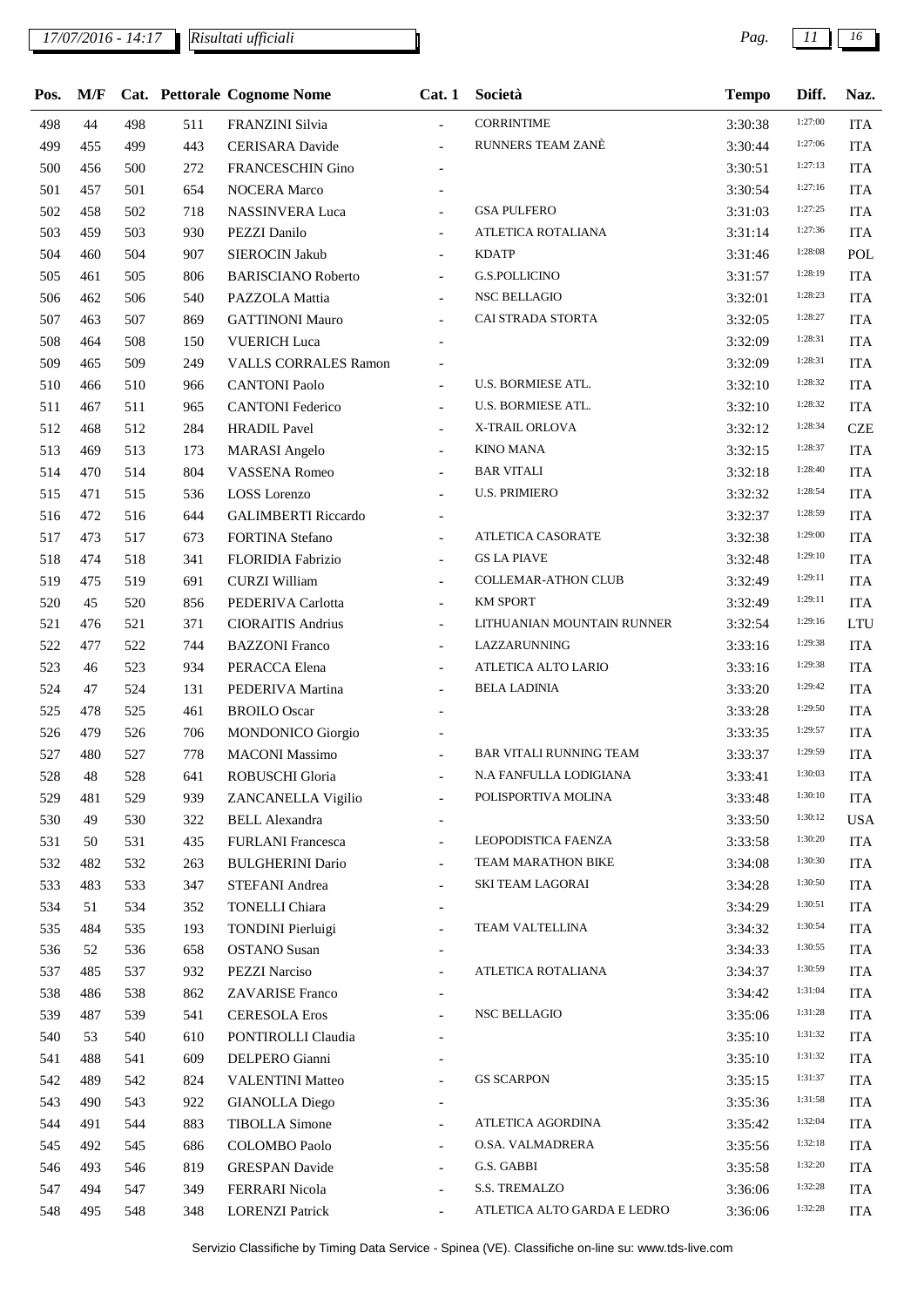| Pos. | M/F | Cat. | Pettorale | Cognome Nome | Cat. 1 | Società | Tempo | Diff. | Naz. |
|---|---|---|---|---|---|---|---|---|---|
| 498 | 44 | 498 | 511 | FRANZINI Silvia | - | CORRINTIME | 3:30:38 | 1:27:00 | ITA |
| 499 | 455 | 499 | 443 | CERISARA Davide | - | RUNNERS TEAM ZANÈ | 3:30:44 | 1:27:06 | ITA |
| 500 | 456 | 500 | 272 | FRANCESCHIN Gino | - | | 3:30:51 | 1:27:13 | ITA |
| 501 | 457 | 501 | 654 | NOCERA Marco | - | | 3:30:54 | 1:27:16 | ITA |
| 502 | 458 | 502 | 718 | NASSINVERA Luca | - | GSA PULFERO | 3:31:03 | 1:27:25 | ITA |
| 503 | 459 | 503 | 930 | PEZZI Danilo | - | ATLETICA ROTALIANA | 3:31:14 | 1:27:36 | ITA |
| 504 | 460 | 504 | 907 | SIEROCIN Jakub | - | KDATP | 3:31:46 | 1:28:08 | POL |
| 505 | 461 | 505 | 806 | BARISCIANO Roberto | - | G.S.POLLICINO | 3:31:57 | 1:28:19 | ITA |
| 506 | 462 | 506 | 540 | PAZZOLA Mattia | - | NSC BELLAGIO | 3:32:01 | 1:28:23 | ITA |
| 507 | 463 | 507 | 869 | GATTINONI Mauro | - | CAI STRADA STORTA | 3:32:05 | 1:28:27 | ITA |
| 508 | 464 | 508 | 150 | VUERICH Luca | - | | 3:32:09 | 1:28:31 | ITA |
| 509 | 465 | 509 | 249 | VALLS CORRALES Ramon | - | | 3:32:09 | 1:28:31 | ITA |
| 510 | 466 | 510 | 966 | CANTONI Paolo | - | U.S. BORMIESE ATL. | 3:32:10 | 1:28:32 | ITA |
| 511 | 467 | 511 | 965 | CANTONI Federico | - | U.S. BORMIESE ATL. | 3:32:10 | 1:28:32 | ITA |
| 512 | 468 | 512 | 284 | HRADIL Pavel | - | X-TRAIL ORLOVA | 3:32:12 | 1:28:34 | CZE |
| 513 | 469 | 513 | 173 | MARASI Angelo | - | KINO MANA | 3:32:15 | 1:28:37 | ITA |
| 514 | 470 | 514 | 804 | VASSENA Romeo | - | BAR VITALI | 3:32:18 | 1:28:40 | ITA |
| 515 | 471 | 515 | 536 | LOSS Lorenzo | - | U.S. PRIMIERO | 3:32:32 | 1:28:54 | ITA |
| 516 | 472 | 516 | 644 | GALIMBERTI Riccardo | - | | 3:32:37 | 1:28:59 | ITA |
| 517 | 473 | 517 | 673 | FORTINA Stefano | - | ATLETICA CASORATE | 3:32:38 | 1:29:00 | ITA |
| 518 | 474 | 518 | 341 | FLORIDIA Fabrizio | - | GS LA PIAVE | 3:32:48 | 1:29:10 | ITA |
| 519 | 475 | 519 | 691 | CURZI William | - | COLLEMAR-ATHON CLUB | 3:32:49 | 1:29:11 | ITA |
| 520 | 45 | 520 | 856 | PEDERIVA Carlotta | - | KM SPORT | 3:32:49 | 1:29:11 | ITA |
| 521 | 476 | 521 | 371 | CIORAITIS Andrius | - | LITHUANIAN MOUNTAIN RUNNER | 3:32:54 | 1:29:16 | LTU |
| 522 | 477 | 522 | 744 | BAZZONI Franco | - | LAZZARUNNING | 3:33:16 | 1:29:38 | ITA |
| 523 | 46 | 523 | 934 | PERACCA Elena | - | ATLETICA ALTO LARIO | 3:33:16 | 1:29:38 | ITA |
| 524 | 47 | 524 | 131 | PEDERIVA Martina | - | BELA LADINIA | 3:33:20 | 1:29:42 | ITA |
| 525 | 478 | 525 | 461 | BROILO Oscar | - | | 3:33:28 | 1:29:50 | ITA |
| 526 | 479 | 526 | 706 | MONDONICO Giorgio | - | | 3:33:35 | 1:29:57 | ITA |
| 527 | 480 | 527 | 778 | MACONI Massimo | - | BAR VITALI RUNNING TEAM | 3:33:37 | 1:29:59 | ITA |
| 528 | 48 | 528 | 641 | ROBUSCHI Gloria | - | N.A FANFULLA LODIGIANA | 3:33:41 | 1:30:03 | ITA |
| 529 | 481 | 529 | 939 | ZANCANELLA Vigilio | - | POLISPORTIVA MOLINA | 3:33:48 | 1:30:10 | ITA |
| 530 | 49 | 530 | 322 | BELL Alexandra | - | | 3:33:50 | 1:30:12 | USA |
| 531 | 50 | 531 | 435 | FURLANI Francesca | - | LEOPODISTICA FAENZA | 3:33:58 | 1:30:20 | ITA |
| 532 | 482 | 532 | 263 | BULGHERINI Dario | - | TEAM MARATHON BIKE | 3:34:08 | 1:30:30 | ITA |
| 533 | 483 | 533 | 347 | STEFANI Andrea | - | SKI TEAM LAGORAI | 3:34:28 | 1:30:50 | ITA |
| 534 | 51 | 534 | 352 | TONELLI Chiara | - | | 3:34:29 | 1:30:51 | ITA |
| 535 | 484 | 535 | 193 | TONDINI Pierluigi | - | TEAM VALTELLINA | 3:34:32 | 1:30:54 | ITA |
| 536 | 52 | 536 | 658 | OSTANO Susan | - | | 3:34:33 | 1:30:55 | ITA |
| 537 | 485 | 537 | 932 | PEZZI Narciso | - | ATLETICA ROTALIANA | 3:34:37 | 1:30:59 | ITA |
| 538 | 486 | 538 | 862 | ZAVARISE Franco | - | | 3:34:42 | 1:31:04 | ITA |
| 539 | 487 | 539 | 541 | CERESOLA Eros | - | NSC BELLAGIO | 3:35:06 | 1:31:28 | ITA |
| 540 | 53 | 540 | 610 | PONTIROLLI Claudia | - | | 3:35:10 | 1:31:32 | ITA |
| 541 | 488 | 541 | 609 | DELPERO Gianni | - | | 3:35:10 | 1:31:32 | ITA |
| 542 | 489 | 542 | 824 | VALENTINI Matteo | - | GS SCARPON | 3:35:15 | 1:31:37 | ITA |
| 543 | 490 | 543 | 922 | GIANOLLA Diego | - | | 3:35:36 | 1:31:58 | ITA |
| 544 | 491 | 544 | 883 | TIBOLLA Simone | - | ATLETICA AGORDINA | 3:35:42 | 1:32:04 | ITA |
| 545 | 492 | 545 | 686 | COLOMBO Paolo | - | O.SA. VALMADRERA | 3:35:56 | 1:32:18 | ITA |
| 546 | 493 | 546 | 819 | GRESPAN Davide | - | G.S. GABBI | 3:35:58 | 1:32:20 | ITA |
| 547 | 494 | 547 | 349 | FERRARI Nicola | - | S.S. TREMALZO | 3:36:06 | 1:32:28 | ITA |
| 548 | 495 | 548 | 348 | LORENZI Patrick | - | ATLETICA ALTO GARDA E LEDRO | 3:36:06 | 1:32:28 | ITA |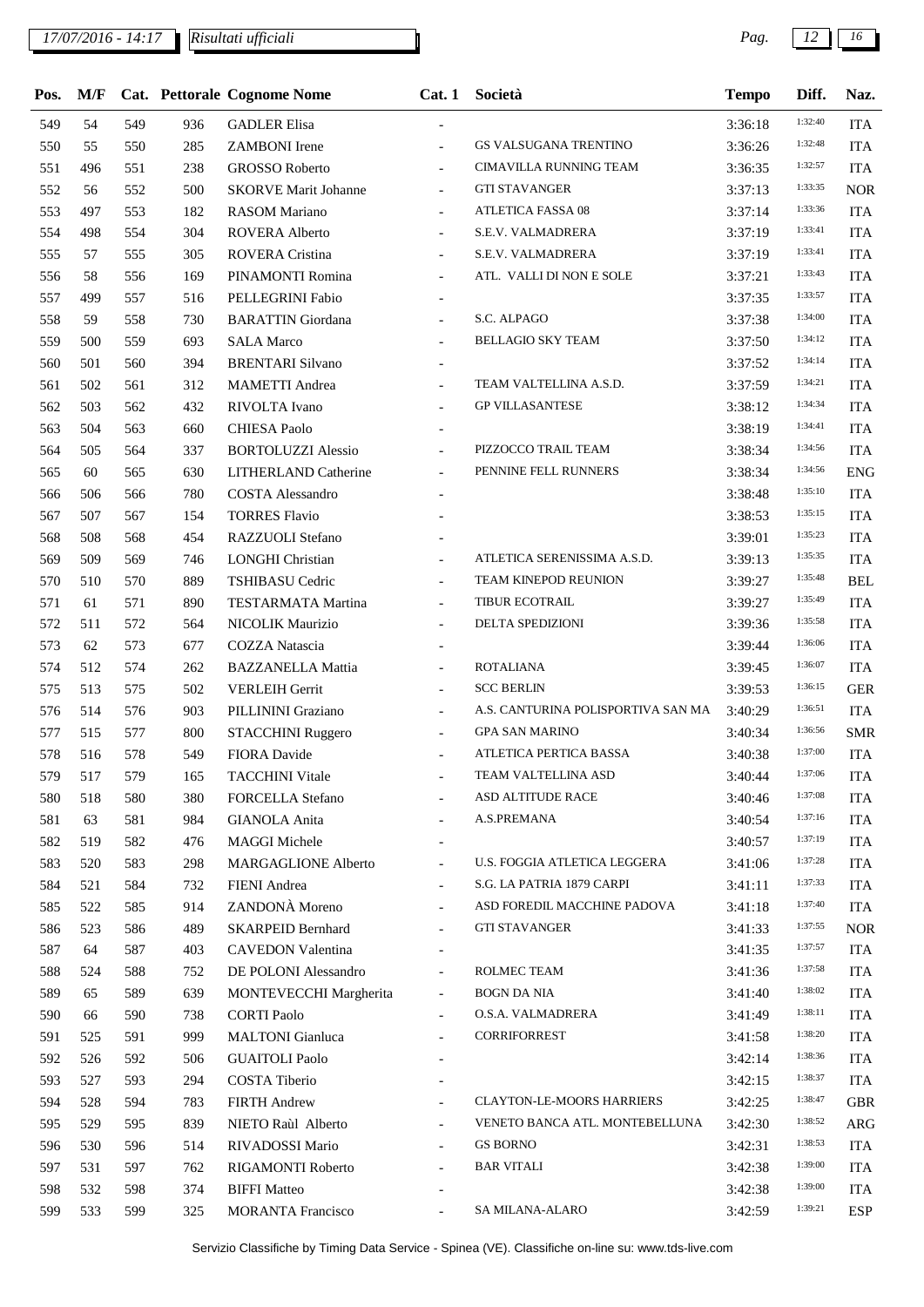| Pos. | M/F | Cat. | Pettorale | Cognome Nome | Cat. 1 | Società | Tempo | Diff. | Naz. |
|---|---|---|---|---|---|---|---|---|---|
| 549 | 54 | 549 | 936 | GADLER Elisa | - | | 3:36:18 | 1:32:40 | ITA |
| 550 | 55 | 550 | 285 | ZAMBONI Irene | - | GS VALSUGANA TRENTINO | 3:36:26 | 1:32:48 | ITA |
| 551 | 496 | 551 | 238 | GROSSO Roberto | - | CIMAVILLA RUNNING TEAM | 3:36:35 | 1:32:57 | ITA |
| 552 | 56 | 552 | 500 | SKORVE Marit Johanne | - | GTI STAVANGER | 3:37:13 | 1:33:35 | NOR |
| 553 | 497 | 553 | 182 | RASOM Mariano | - | ATLETICA FASSA 08 | 3:37:14 | 1:33:36 | ITA |
| 554 | 498 | 554 | 304 | ROVERA Alberto | - | S.E.V. VALMADRERA | 3:37:19 | 1:33:41 | ITA |
| 555 | 57 | 555 | 305 | ROVERA Cristina | - | S.E.V. VALMADRERA | 3:37:19 | 1:33:41 | ITA |
| 556 | 58 | 556 | 169 | PINAMONTI Romina | - | ATL. VALLI DI NON E SOLE | 3:37:21 | 1:33:43 | ITA |
| 557 | 499 | 557 | 516 | PELLEGRINI Fabio | - | | 3:37:35 | 1:33:57 | ITA |
| 558 | 59 | 558 | 730 | BARATTIN Giordana | - | S.C. ALPAGO | 3:37:38 | 1:34:00 | ITA |
| 559 | 500 | 559 | 693 | SALA Marco | - | BELLAGIO SKY TEAM | 3:37:50 | 1:34:12 | ITA |
| 560 | 501 | 560 | 394 | BRENTARI Silvano | - | | 3:37:52 | 1:34:14 | ITA |
| 561 | 502 | 561 | 312 | MAMETTI Andrea | - | TEAM VALTELLINA A.S.D. | 3:37:59 | 1:34:21 | ITA |
| 562 | 503 | 562 | 432 | RIVOLTA Ivano | - | GP VILLASANTESE | 3:38:12 | 1:34:34 | ITA |
| 563 | 504 | 563 | 660 | CHIESA Paolo | - | | 3:38:19 | 1:34:41 | ITA |
| 564 | 505 | 564 | 337 | BORTOLUZZI Alessio | - | PIZZOCCO TRAIL TEAM | 3:38:34 | 1:34:56 | ITA |
| 565 | 60 | 565 | 630 | LITHERLAND Catherine | - | PENNINE FELL RUNNERS | 3:38:34 | 1:34:56 | ENG |
| 566 | 506 | 566 | 780 | COSTA Alessandro | - | | 3:38:48 | 1:35:10 | ITA |
| 567 | 507 | 567 | 154 | TORRES Flavio | - | | 3:38:53 | 1:35:15 | ITA |
| 568 | 508 | 568 | 454 | RAZZUOLI Stefano | - | | 3:39:01 | 1:35:23 | ITA |
| 569 | 509 | 569 | 746 | LONGHI Christian | - | ATLETICA SERENISSIMA A.S.D. | 3:39:13 | 1:35:35 | ITA |
| 570 | 510 | 570 | 889 | TSHIBASU Cedric | - | TEAM KINEPOD REUNION | 3:39:27 | 1:35:48 | BEL |
| 571 | 61 | 571 | 890 | TESTARMATA Martina | - | TIBUR ECOTRAIL | 3:39:27 | 1:35:49 | ITA |
| 572 | 511 | 572 | 564 | NICOLIK Maurizio | - | DELTA SPEDIZIONI | 3:39:36 | 1:35:58 | ITA |
| 573 | 62 | 573 | 677 | COZZA Natascia | - | | 3:39:44 | 1:36:06 | ITA |
| 574 | 512 | 574 | 262 | BAZZANELLA Mattia | - | ROTALIANA | 3:39:45 | 1:36:07 | ITA |
| 575 | 513 | 575 | 502 | VERLEIH Gerrit | - | SCC BERLIN | 3:39:53 | 1:36:15 | GER |
| 576 | 514 | 576 | 903 | PILLININI Graziano | - | A.S. CANTURINA POLISPORTIVA SAN MA | 3:40:29 | 1:36:51 | ITA |
| 577 | 515 | 577 | 800 | STACCHINI Ruggero | - | GPA SAN MARINO | 3:40:34 | 1:36:56 | SMR |
| 578 | 516 | 578 | 549 | FIORA Davide | - | ATLETICA PERTICA BASSA | 3:40:38 | 1:37:00 | ITA |
| 579 | 517 | 579 | 165 | TACCHINI Vitale | - | TEAM VALTELLINA ASD | 3:40:44 | 1:37:06 | ITA |
| 580 | 518 | 580 | 380 | FORCELLA Stefano | - | ASD ALTITUDE RACE | 3:40:46 | 1:37:08 | ITA |
| 581 | 63 | 581 | 984 | GIANOLA Anita | - | A.S.PREMANA | 3:40:54 | 1:37:16 | ITA |
| 582 | 519 | 582 | 476 | MAGGI Michele | - | | 3:40:57 | 1:37:19 | ITA |
| 583 | 520 | 583 | 298 | MARGAGLIONE Alberto | - | U.S. FOGGIA ATLETICA LEGGERA | 3:41:06 | 1:37:28 | ITA |
| 584 | 521 | 584 | 732 | FIENI Andrea | - | S.G. LA PATRIA 1879 CARPI | 3:41:11 | 1:37:33 | ITA |
| 585 | 522 | 585 | 914 | ZANDONÀ Moreno | - | ASD FOREDIL MACCHINE PADOVA | 3:41:18 | 1:37:40 | ITA |
| 586 | 523 | 586 | 489 | SKARPEID Bernhard | - | GTI STAVANGER | 3:41:33 | 1:37:55 | NOR |
| 587 | 64 | 587 | 403 | CAVEDON Valentina | - | | 3:41:35 | 1:37:57 | ITA |
| 588 | 524 | 588 | 752 | DE POLONI Alessandro | - | ROLMEC TEAM | 3:41:36 | 1:37:58 | ITA |
| 589 | 65 | 589 | 639 | MONTEVECCHI Margherita | - | BOGN DA NIA | 3:41:40 | 1:38:02 | ITA |
| 590 | 66 | 590 | 738 | CORTI Paolo | - | O.S.A. VALMADRERA | 3:41:49 | 1:38:11 | ITA |
| 591 | 525 | 591 | 999 | MALTONI Gianluca | - | CORRIFORREST | 3:41:58 | 1:38:20 | ITA |
| 592 | 526 | 592 | 506 | GUAITOLI Paolo | - | | 3:42:14 | 1:38:36 | ITA |
| 593 | 527 | 593 | 294 | COSTA Tiberio | - | | 3:42:15 | 1:38:37 | ITA |
| 594 | 528 | 594 | 783 | FIRTH Andrew | - | CLAYTON-LE-MOORS HARRIERS | 3:42:25 | 1:38:47 | GBR |
| 595 | 529 | 595 | 839 | NIETO Raùl Alberto | - | VENETO BANCA ATL. MONTEBELLUNA | 3:42:30 | 1:38:52 | ARG |
| 596 | 530 | 596 | 514 | RIVADOSSI Mario | - | GS BORNO | 3:42:31 | 1:38:53 | ITA |
| 597 | 531 | 597 | 762 | RIGAMONTI Roberto | - | BAR VITALI | 3:42:38 | 1:39:00 | ITA |
| 598 | 532 | 598 | 374 | BIFFI Matteo | - | | 3:42:38 | 1:39:00 | ITA |
| 599 | 533 | 599 | 325 | MORANTA Francisco | - | SA MILANA-ALARO | 3:42:59 | 1:39:21 | ESP |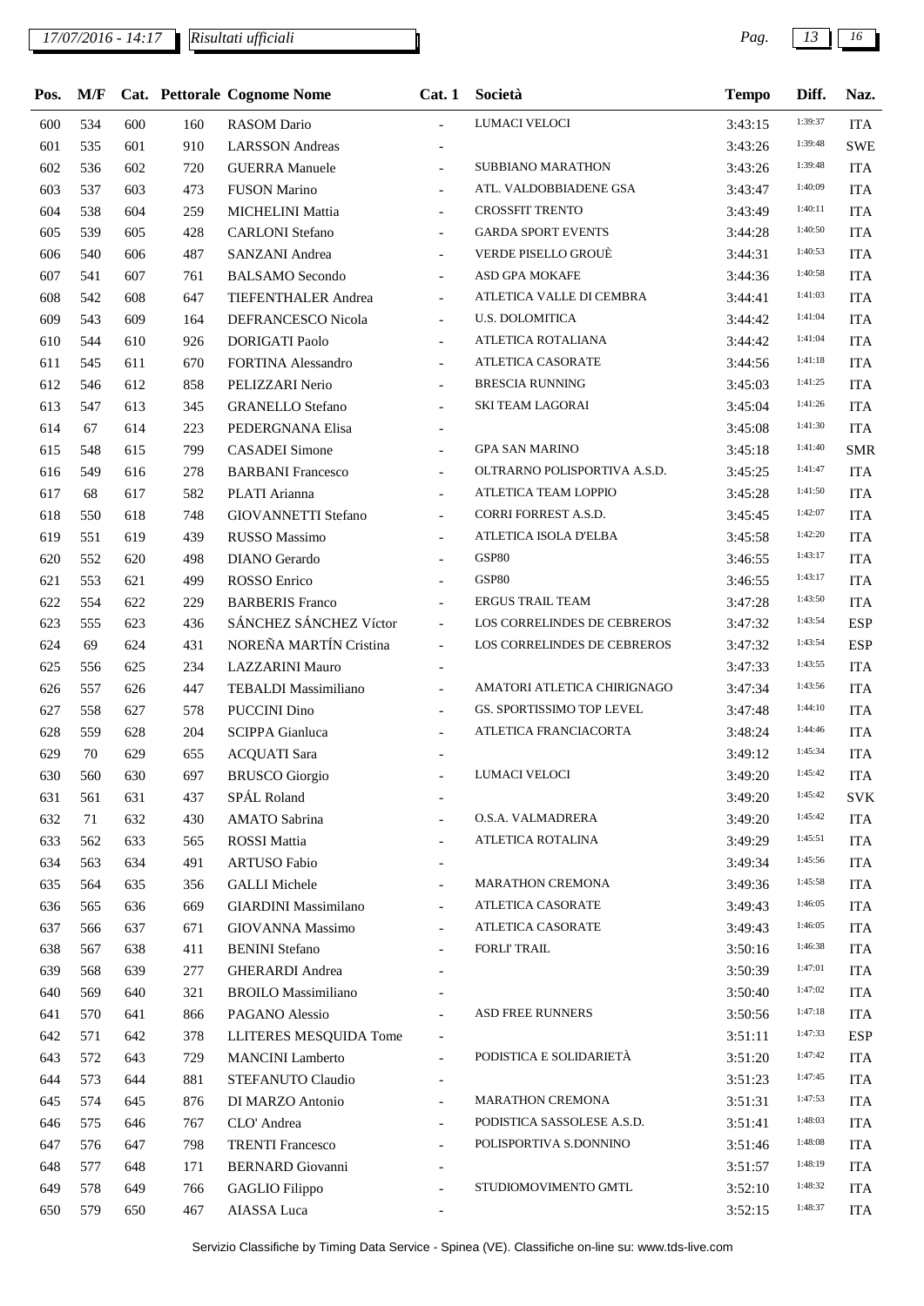| Pos. | M/F | Cat. | Pettorale | Cognome Nome | Cat. 1 | Società | Tempo | Diff. | Naz. |
|---|---|---|---|---|---|---|---|---|---|
| 600 | 534 | 600 | 160 | RASOM Dario | - | LUMACI VELOCI | 3:43:15 | 1:39:37 | ITA |
| 601 | 535 | 601 | 910 | LARSSON Andreas | - | | 3:43:26 | 1:39:48 | SWE |
| 602 | 536 | 602 | 720 | GUERRA Manuele | - | SUBBIANO MARATHON | 3:43:26 | 1:39:48 | ITA |
| 603 | 537 | 603 | 473 | FUSON Marino | - | ATL. VALDOBBIADENE GSA | 3:43:47 | 1:40:09 | ITA |
| 604 | 538 | 604 | 259 | MICHELINI Mattia | - | CROSSFIT TRENTO | 3:43:49 | 1:40:11 | ITA |
| 605 | 539 | 605 | 428 | CARLONI Stefano | - | GARDA SPORT EVENTS | 3:44:28 | 1:40:50 | ITA |
| 606 | 540 | 606 | 487 | SANZANI Andrea | - | VERDE PISELLO GROUÈ | 3:44:31 | 1:40:53 | ITA |
| 607 | 541 | 607 | 761 | BALSAMO Secondo | - | ASD GPA MOKAFE | 3:44:36 | 1:40:58 | ITA |
| 608 | 542 | 608 | 647 | TIEFENTHALER Andrea | - | ATLETICA VALLE DI CEMBRA | 3:44:41 | 1:41:03 | ITA |
| 609 | 543 | 609 | 164 | DEFRANCESCO Nicola | - | U.S. DOLOMITICA | 3:44:42 | 1:41:04 | ITA |
| 610 | 544 | 610 | 926 | DORIGATI Paolo | - | ATLETICA ROTALIANA | 3:44:42 | 1:41:04 | ITA |
| 611 | 545 | 611 | 670 | FORTINA Alessandro | - | ATLETICA CASORATE | 3:44:56 | 1:41:18 | ITA |
| 612 | 546 | 612 | 858 | PELIZZARI Nerio | - | BRESCIA RUNNING | 3:45:03 | 1:41:25 | ITA |
| 613 | 547 | 613 | 345 | GRANELLO Stefano | - | SKI TEAM LAGORAI | 3:45:04 | 1:41:26 | ITA |
| 614 | 67 | 614 | 223 | PEDERGNANA Elisa | - | | 3:45:08 | 1:41:30 | ITA |
| 615 | 548 | 615 | 799 | CASADEI Simone | - | GPA SAN MARINO | 3:45:18 | 1:41:40 | SMR |
| 616 | 549 | 616 | 278 | BARBANI Francesco | - | OLTRARNO POLISPORTIVA A.S.D. | 3:45:25 | 1:41:47 | ITA |
| 617 | 68 | 617 | 582 | PLATI Arianna | - | ATLETICA TEAM LOPPIO | 3:45:28 | 1:41:50 | ITA |
| 618 | 550 | 618 | 748 | GIOVANNETTI Stefano | - | CORRI FORREST A.S.D. | 3:45:45 | 1:42:07 | ITA |
| 619 | 551 | 619 | 439 | RUSSO Massimo | - | ATLETICA ISOLA D'ELBA | 3:45:58 | 1:42:20 | ITA |
| 620 | 552 | 620 | 498 | DIANO Gerardo | - | GSP80 | 3:46:55 | 1:43:17 | ITA |
| 621 | 553 | 621 | 499 | ROSSO Enrico | - | GSP80 | 3:46:55 | 1:43:17 | ITA |
| 622 | 554 | 622 | 229 | BARBERIS Franco | - | ERGUS TRAIL TEAM | 3:47:28 | 1:43:50 | ITA |
| 623 | 555 | 623 | 436 | SÁNCHEZ SÁNCHEZ Víctor | - | LOS CORRELINDES DE CEBREROS | 3:47:32 | 1:43:54 | ESP |
| 624 | 69 | 624 | 431 | NOREÑA MARTÍN Cristina | - | LOS CORRELINDES DE CEBREROS | 3:47:32 | 1:43:54 | ESP |
| 625 | 556 | 625 | 234 | LAZZARINI Mauro | - | | 3:47:33 | 1:43:55 | ITA |
| 626 | 557 | 626 | 447 | TEBALDI Massimiliano | - | AMATORI ATLETICA CHIRIGNAGO | 3:47:34 | 1:43:56 | ITA |
| 627 | 558 | 627 | 578 | PUCCINI Dino | - | GS. SPORTISSIMO TOP LEVEL | 3:47:48 | 1:44:10 | ITA |
| 628 | 559 | 628 | 204 | SCIPPA Gianluca | - | ATLETICA FRANCIACORTA | 3:48:24 | 1:44:46 | ITA |
| 629 | 70 | 629 | 655 | ACQUATI Sara | - | | 3:49:12 | 1:45:34 | ITA |
| 630 | 560 | 630 | 697 | BRUSCO Giorgio | - | LUMACI VELOCI | 3:49:20 | 1:45:42 | ITA |
| 631 | 561 | 631 | 437 | SPÁL Roland | - | | 3:49:20 | 1:45:42 | SVK |
| 632 | 71 | 632 | 430 | AMATO Sabrina | - | O.S.A. VALMADRERA | 3:49:20 | 1:45:42 | ITA |
| 633 | 562 | 633 | 565 | ROSSI Mattia | - | ATLETICA ROTALINA | 3:49:29 | 1:45:51 | ITA |
| 634 | 563 | 634 | 491 | ARTUSO Fabio | - | | 3:49:34 | 1:45:56 | ITA |
| 635 | 564 | 635 | 356 | GALLI Michele | - | MARATHON CREMONA | 3:49:36 | 1:45:58 | ITA |
| 636 | 565 | 636 | 669 | GIARDINI Massimilano | - | ATLETICA CASORATE | 3:49:43 | 1:46:05 | ITA |
| 637 | 566 | 637 | 671 | GIOVANNA Massimo | - | ATLETICA CASORATE | 3:49:43 | 1:46:05 | ITA |
| 638 | 567 | 638 | 411 | BENINI Stefano | - | FORLI' TRAIL | 3:50:16 | 1:46:38 | ITA |
| 639 | 568 | 639 | 277 | GHERARDI Andrea | - | | 3:50:39 | 1:47:01 | ITA |
| 640 | 569 | 640 | 321 | BROILO Massimiliano | - | | 3:50:40 | 1:47:02 | ITA |
| 641 | 570 | 641 | 866 | PAGANO Alessio | - | ASD FREE RUNNERS | 3:50:56 | 1:47:18 | ITA |
| 642 | 571 | 642 | 378 | LLITERES MESQUIDA Tome | - | | 3:51:11 | 1:47:33 | ESP |
| 643 | 572 | 643 | 729 | MANCINI Lamberto | - | PODISTICA E SOLIDARIETÀ | 3:51:20 | 1:47:42 | ITA |
| 644 | 573 | 644 | 881 | STEFANUTO Claudio | - | | 3:51:23 | 1:47:45 | ITA |
| 645 | 574 | 645 | 876 | DI MARZO Antonio | - | MARATHON CREMONA | 3:51:31 | 1:47:53 | ITA |
| 646 | 575 | 646 | 767 | CLO' Andrea | - | PODISTICA SASSOLESE A.S.D. | 3:51:41 | 1:48:03 | ITA |
| 647 | 576 | 647 | 798 | TRENTI Francesco | - | POLISPORTIVA S.DONNINO | 3:51:46 | 1:48:08 | ITA |
| 648 | 577 | 648 | 171 | BERNARD Giovanni | - | | 3:51:57 | 1:48:19 | ITA |
| 649 | 578 | 649 | 766 | GAGLIO Filippo | - | STUDIOMOVIMENTO GMTL | 3:52:10 | 1:48:32 | ITA |
| 650 | 579 | 650 | 467 | AIASSA Luca | - | | 3:52:15 | 1:48:37 | ITA |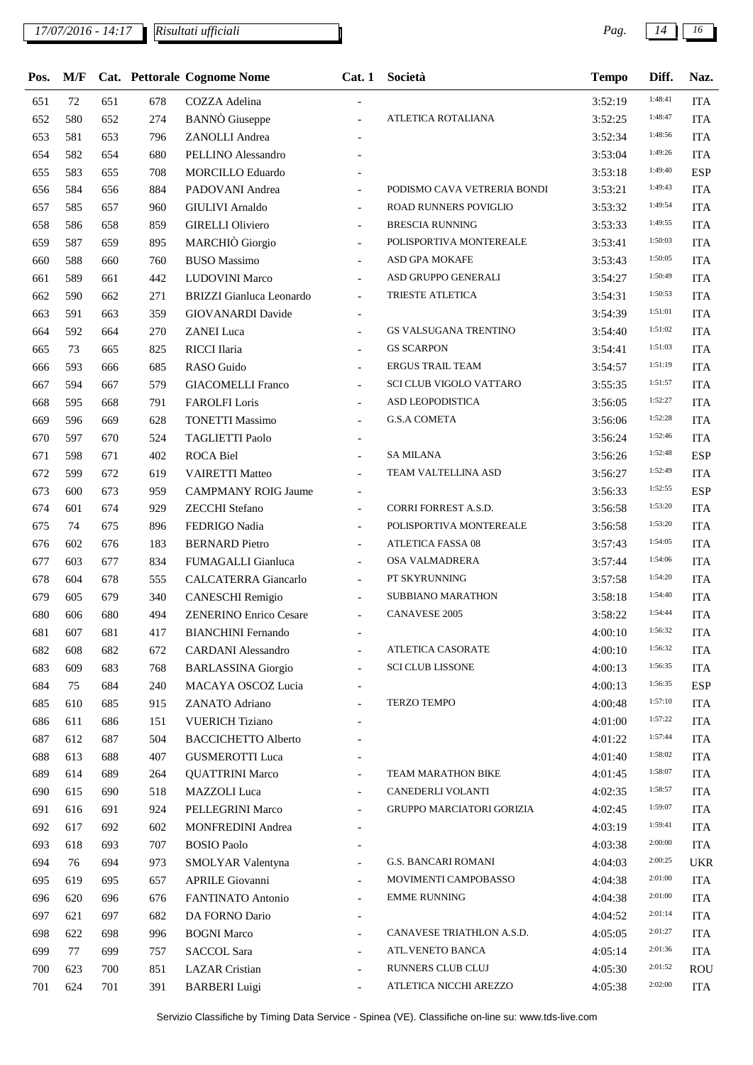| Pos. | M/F | Cat. | Pettorale | Cognome Nome | Cat. 1 | Società | Tempo | Diff. | Naz. |
|---|---|---|---|---|---|---|---|---|---|
| 651 | 72 | 651 | 678 | COZZA Adelina | - | | 3:52:19 | 1:48:41 | ITA |
| 652 | 580 | 652 | 274 | BANNÒ Giuseppe | - | ATLETICA ROTALIANA | 3:52:25 | 1:48:47 | ITA |
| 653 | 581 | 653 | 796 | ZANOLLI Andrea | - | | 3:52:34 | 1:48:56 | ITA |
| 654 | 582 | 654 | 680 | PELLINO Alessandro | - | | 3:53:04 | 1:49:26 | ITA |
| 655 | 583 | 655 | 708 | MORCILLO Eduardo | - | | 3:53:18 | 1:49:40 | ESP |
| 656 | 584 | 656 | 884 | PADOVANI Andrea | - | PODISMO CAVA VETRERIA BONDI | 3:53:21 | 1:49:43 | ITA |
| 657 | 585 | 657 | 960 | GIULIVI Arnaldo | - | ROAD RUNNERS POVIGLIO | 3:53:32 | 1:49:54 | ITA |
| 658 | 586 | 658 | 859 | GIRELLI Oliviero | - | BRESCIA RUNNING | 3:53:33 | 1:49:55 | ITA |
| 659 | 587 | 659 | 895 | MARCHIÒ Giorgio | - | POLISPORTIVA MONTEREALE | 3:53:41 | 1:50:03 | ITA |
| 660 | 588 | 660 | 760 | BUSO Massimo | - | ASD GPA MOKAFE | 3:53:43 | 1:50:05 | ITA |
| 661 | 589 | 661 | 442 | LUDOVINI Marco | - | ASD GRUPPO GENERALI | 3:54:27 | 1:50:49 | ITA |
| 662 | 590 | 662 | 271 | BRIZZI Gianluca Leonardo | - | TRIESTE ATLETICA | 3:54:31 | 1:50:53 | ITA |
| 663 | 591 | 663 | 359 | GIOVANARDI Davide | - | | 3:54:39 | 1:51:01 | ITA |
| 664 | 592 | 664 | 270 | ZANEI Luca | - | GS VALSUGANA TRENTINO | 3:54:40 | 1:51:02 | ITA |
| 665 | 73 | 665 | 825 | RICCI Ilaria | - | GS SCARPON | 3:54:41 | 1:51:03 | ITA |
| 666 | 593 | 666 | 685 | RASO Guido | - | ERGUS TRAIL TEAM | 3:54:57 | 1:51:19 | ITA |
| 667 | 594 | 667 | 579 | GIACOMELLI Franco | - | SCI CLUB VIGOLO VATTARO | 3:55:35 | 1:51:57 | ITA |
| 668 | 595 | 668 | 791 | FAROLFI Loris | - | ASD LEOPODISTICA | 3:56:05 | 1:52:27 | ITA |
| 669 | 596 | 669 | 628 | TONETTI Massimo | - | G.S.A COMETA | 3:56:06 | 1:52:28 | ITA |
| 670 | 597 | 670 | 524 | TAGLIETTI Paolo | - | | 3:56:24 | 1:52:46 | ITA |
| 671 | 598 | 671 | 402 | ROCA Biel | - | SA MILANA | 3:56:26 | 1:52:48 | ESP |
| 672 | 599 | 672 | 619 | VAIRETTI Matteo | - | TEAM VALTELLINA ASD | 3:56:27 | 1:52:49 | ITA |
| 673 | 600 | 673 | 959 | CAMPMANY ROIG Jaume | - | | 3:56:33 | 1:52:55 | ESP |
| 674 | 601 | 674 | 929 | ZECCHI Stefano | - | CORRI FORREST A.S.D. | 3:56:58 | 1:53:20 | ITA |
| 675 | 74 | 675 | 896 | FEDRIGO Nadia | - | POLISPORTIVA MONTEREALE | 3:56:58 | 1:53:20 | ITA |
| 676 | 602 | 676 | 183 | BERNARD Pietro | - | ATLETICA FASSA 08 | 3:57:43 | 1:54:05 | ITA |
| 677 | 603 | 677 | 834 | FUMAGALLI Gianluca | - | OSA VALMADRERA | 3:57:44 | 1:54:06 | ITA |
| 678 | 604 | 678 | 555 | CALCATERRA Giancarlo | - | PT SKYRUNNING | 3:57:58 | 1:54:20 | ITA |
| 679 | 605 | 679 | 340 | CANESCHI Remigio | - | SUBBIANO MARATHON | 3:58:18 | 1:54:40 | ITA |
| 680 | 606 | 680 | 494 | ZENERINO Enrico Cesare | - | CANAVESE 2005 | 3:58:22 | 1:54:44 | ITA |
| 681 | 607 | 681 | 417 | BIANCHINI Fernando | - | | 4:00:10 | 1:56:32 | ITA |
| 682 | 608 | 682 | 672 | CARDANI Alessandro | - | ATLETICA CASORATE | 4:00:10 | 1:56:32 | ITA |
| 683 | 609 | 683 | 768 | BARLASSINA Giorgio | - | SCI CLUB LISSONE | 4:00:13 | 1:56:35 | ITA |
| 684 | 75 | 684 | 240 | MACAYA OSCOZ Lucia | - | | 4:00:13 | 1:56:35 | ESP |
| 685 | 610 | 685 | 915 | ZANATO Adriano | - | TERZO TEMPO | 4:00:48 | 1:57:10 | ITA |
| 686 | 611 | 686 | 151 | VUERICH Tiziano | - | | 4:01:00 | 1:57:22 | ITA |
| 687 | 612 | 687 | 504 | BACCICHETTO Alberto | - | | 4:01:22 | 1:57:44 | ITA |
| 688 | 613 | 688 | 407 | GUSMEROTTI Luca | - | | 4:01:40 | 1:58:02 | ITA |
| 689 | 614 | 689 | 264 | QUATTRINI Marco | - | TEAM MARATHON BIKE | 4:01:45 | 1:58:07 | ITA |
| 690 | 615 | 690 | 518 | MAZZOLI Luca | - | CANEDERLI VOLANTI | 4:02:35 | 1:58:57 | ITA |
| 691 | 616 | 691 | 924 | PELLEGRINI Marco | - | GRUPPO MARCIATORI GORIZIA | 4:02:45 | 1:59:07 | ITA |
| 692 | 617 | 692 | 602 | MONFREDINI Andrea | - | | 4:03:19 | 1:59:41 | ITA |
| 693 | 618 | 693 | 707 | BOSIO Paolo | - | | 4:03:38 | 2:00:00 | ITA |
| 694 | 76 | 694 | 973 | SMOLYAR Valentyna | - | G.S. BANCARI ROMANI | 4:04:03 | 2:00:25 | UKR |
| 695 | 619 | 695 | 657 | APRILE Giovanni | - | MOVIMENTI CAMPOBASSO | 4:04:38 | 2:01:00 | ITA |
| 696 | 620 | 696 | 676 | FANTINATO Antonio | - | EMME RUNNING | 4:04:38 | 2:01:00 | ITA |
| 697 | 621 | 697 | 682 | DA FORNO Dario | - | | 4:04:52 | 2:01:14 | ITA |
| 698 | 622 | 698 | 996 | BOGNI Marco | - | CANAVESE TRIATHLON A.S.D. | 4:05:05 | 2:01:27 | ITA |
| 699 | 77 | 699 | 757 | SACCOL Sara | - | ATL.VENETO BANCA | 4:05:14 | 2:01:36 | ITA |
| 700 | 623 | 700 | 851 | LAZAR Cristian | - | RUNNERS CLUB CLUJ | 4:05:30 | 2:01:52 | ROU |
| 701 | 624 | 701 | 391 | BARBERI Luigi | - | ATLETICA NICCHI AREZZO | 4:05:38 | 2:02:00 | ITA |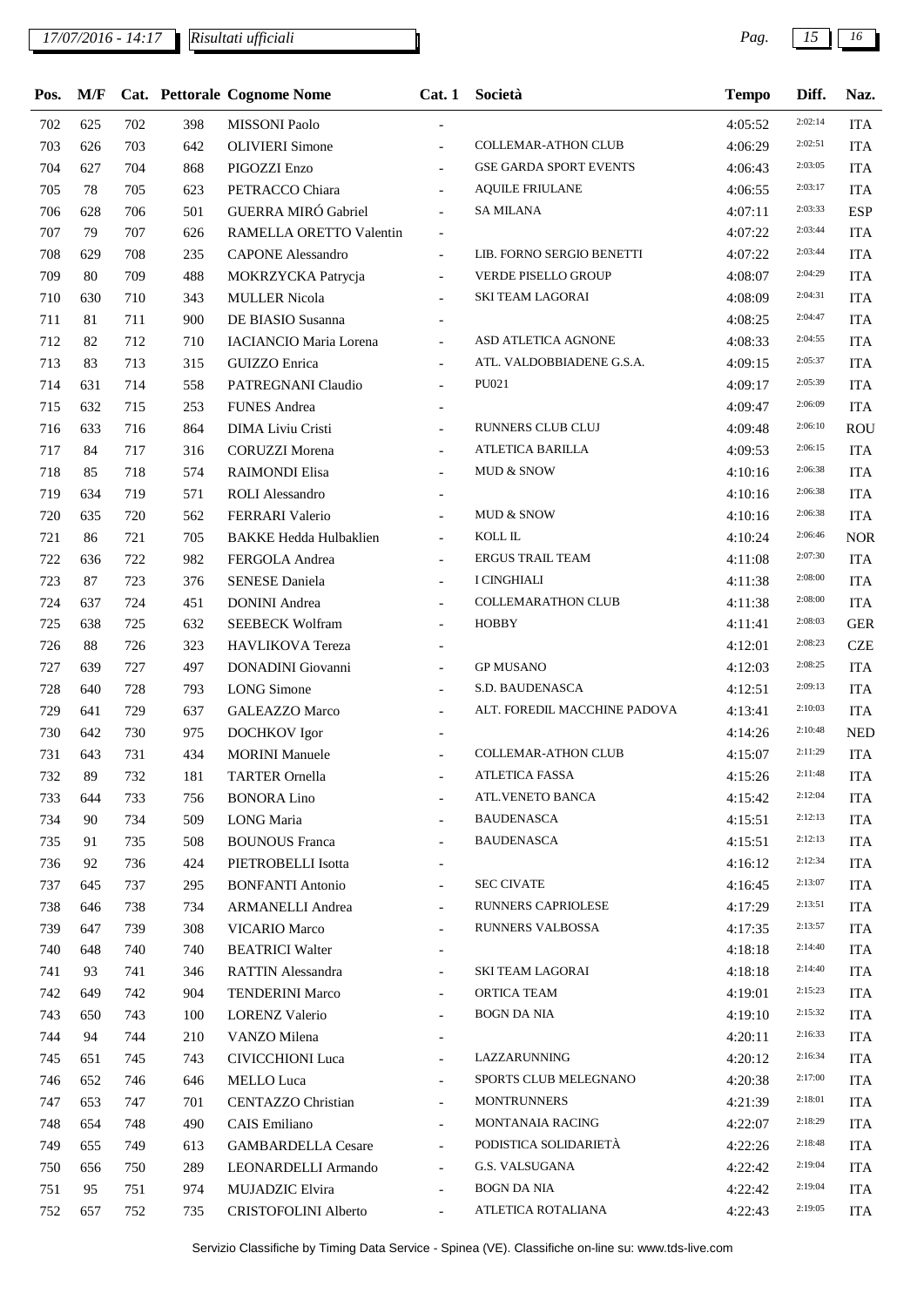| Pos. | M/F | Cat. | Pettorale | Cognome Nome | Cat. 1 | Società | Tempo | Diff. | Naz. |
|---|---|---|---|---|---|---|---|---|---|
| 702 | 625 | 702 | 398 | MISSONI Paolo | - | | 4:05:52 | 2:02:14 | ITA |
| 703 | 626 | 703 | 642 | OLIVIERI Simone | - | COLLEMAR-ATHON CLUB | 4:06:29 | 2:02:51 | ITA |
| 704 | 627 | 704 | 868 | PIGOZZI Enzo | - | GSE GARDA SPORT EVENTS | 4:06:43 | 2:03:05 | ITA |
| 705 | 78 | 705 | 623 | PETRACCO Chiara | - | AQUILE FRIULANE | 4:06:55 | 2:03:17 | ITA |
| 706 | 628 | 706 | 501 | GUERRA MIRÓ Gabriel | - | SA MILANA | 4:07:11 | 2:03:33 | ESP |
| 707 | 79 | 707 | 626 | RAMELLA ORETTO Valentin | - | | 4:07:22 | 2:03:44 | ITA |
| 708 | 629 | 708 | 235 | CAPONE Alessandro | - | LIB. FORNO SERGIO BENETTI | 4:07:22 | 2:03:44 | ITA |
| 709 | 80 | 709 | 488 | MOKRZYCKA Patrycja | - | VERDE PISELLO GROUP | 4:08:07 | 2:04:29 | ITA |
| 710 | 630 | 710 | 343 | MULLER Nicola | - | SKI TEAM LAGORAI | 4:08:09 | 2:04:31 | ITA |
| 711 | 81 | 711 | 900 | DE BIASIO Susanna | - | | 4:08:25 | 2:04:47 | ITA |
| 712 | 82 | 712 | 710 | IACIANCIO Maria Lorena | - | ASD ATLETICA AGNONE | 4:08:33 | 2:04:55 | ITA |
| 713 | 83 | 713 | 315 | GUIZZO Enrica | - | ATL. VALDOBBIADENE G.S.A. | 4:09:15 | 2:05:37 | ITA |
| 714 | 631 | 714 | 558 | PATREGNANI Claudio | - | PU021 | 4:09:17 | 2:05:39 | ITA |
| 715 | 632 | 715 | 253 | FUNES Andrea | - | | 4:09:47 | 2:06:09 | ITA |
| 716 | 633 | 716 | 864 | DIMA Liviu Cristi | - | RUNNERS CLUB CLUJ | 4:09:48 | 2:06:10 | ROU |
| 717 | 84 | 717 | 316 | CORUZZI Morena | - | ATLETICA BARILLA | 4:09:53 | 2:06:15 | ITA |
| 718 | 85 | 718 | 574 | RAIMONDI Elisa | - | MUD & SNOW | 4:10:16 | 2:06:38 | ITA |
| 719 | 634 | 719 | 571 | ROLI Alessandro | - | | 4:10:16 | 2:06:38 | ITA |
| 720 | 635 | 720 | 562 | FERRARI Valerio | - | MUD & SNOW | 4:10:16 | 2:06:38 | ITA |
| 721 | 86 | 721 | 705 | BAKKE Hedda Hulbaklien | - | KOLL IL | 4:10:24 | 2:06:46 | NOR |
| 722 | 636 | 722 | 982 | FERGOLA Andrea | - | ERGUS TRAIL TEAM | 4:11:08 | 2:07:30 | ITA |
| 723 | 87 | 723 | 376 | SENESE Daniela | - | I CINGHIALI | 4:11:38 | 2:08:00 | ITA |
| 724 | 637 | 724 | 451 | DONINI Andrea | - | COLLEMARATHON CLUB | 4:11:38 | 2:08:00 | ITA |
| 725 | 638 | 725 | 632 | SEEBECK Wolfram | - | HOBBY | 4:11:41 | 2:08:03 | GER |
| 726 | 88 | 726 | 323 | HAVLIKOVA Tereza | - | | 4:12:01 | 2:08:23 | CZE |
| 727 | 639 | 727 | 497 | DONADINI Giovanni | - | GP MUSANO | 4:12:03 | 2:08:25 | ITA |
| 728 | 640 | 728 | 793 | LONG Simone | - | S.D. BAUDENASCA | 4:12:51 | 2:09:13 | ITA |
| 729 | 641 | 729 | 637 | GALEAZZO Marco | - | ALT. FOREDIL MACCHINE PADOVA | 4:13:41 | 2:10:03 | ITA |
| 730 | 642 | 730 | 975 | DOCHKOV Igor | - | | 4:14:26 | 2:10:48 | NED |
| 731 | 643 | 731 | 434 | MORINI Manuele | - | COLLEMAR-ATHON CLUB | 4:15:07 | 2:11:29 | ITA |
| 732 | 89 | 732 | 181 | TARTER Ornella | - | ATLETICA FASSA | 4:15:26 | 2:11:48 | ITA |
| 733 | 644 | 733 | 756 | BONORA Lino | - | ATL.VENETO BANCA | 4:15:42 | 2:12:04 | ITA |
| 734 | 90 | 734 | 509 | LONG Maria | - | BAUDENASCA | 4:15:51 | 2:12:13 | ITA |
| 735 | 91 | 735 | 508 | BOUNOUS Franca | - | BAUDENASCA | 4:15:51 | 2:12:13 | ITA |
| 736 | 92 | 736 | 424 | PIETROBELLI Isotta | - | | 4:16:12 | 2:12:34 | ITA |
| 737 | 645 | 737 | 295 | BONFANTI Antonio | - | SEC CIVATE | 4:16:45 | 2:13:07 | ITA |
| 738 | 646 | 738 | 734 | ARMANELLI Andrea | - | RUNNERS CAPRIOLESE | 4:17:29 | 2:13:51 | ITA |
| 739 | 647 | 739 | 308 | VICARIO Marco | - | RUNNERS VALBOSSA | 4:17:35 | 2:13:57 | ITA |
| 740 | 648 | 740 | 740 | BEATRICI Walter | - | | 4:18:18 | 2:14:40 | ITA |
| 741 | 93 | 741 | 346 | RATTIN Alessandra | - | SKI TEAM LAGORAI | 4:18:18 | 2:14:40 | ITA |
| 742 | 649 | 742 | 904 | TENDERINI Marco | - | ORTICA TEAM | 4:19:01 | 2:15:23 | ITA |
| 743 | 650 | 743 | 100 | LORENZ Valerio | - | BOGN DA NIA | 4:19:10 | 2:15:32 | ITA |
| 744 | 94 | 744 | 210 | VANZO Milena | - | | 4:20:11 | 2:16:33 | ITA |
| 745 | 651 | 745 | 743 | CIVICCHIONI Luca | - | LAZZARUNNING | 4:20:12 | 2:16:34 | ITA |
| 746 | 652 | 746 | 646 | MELLO Luca | - | SPORTS CLUB MELEGNANO | 4:20:38 | 2:17:00 | ITA |
| 747 | 653 | 747 | 701 | CENTAZZO Christian | - | MONTRUNNERS | 4:21:39 | 2:18:01 | ITA |
| 748 | 654 | 748 | 490 | CAIS Emiliano | - | MONTANAIA RACING | 4:22:07 | 2:18:29 | ITA |
| 749 | 655 | 749 | 613 | GAMBARDELLA Cesare | - | PODISTICA SOLIDARIETÀ | 4:22:26 | 2:18:48 | ITA |
| 750 | 656 | 750 | 289 | LEONARDELLI Armando | - | G.S. VALSUGANA | 4:22:42 | 2:19:04 | ITA |
| 751 | 95 | 751 | 974 | MUJADZIC Elvira | - | BOGN DA NIA | 4:22:42 | 2:19:04 | ITA |
| 752 | 657 | 752 | 735 | CRISTOFOLINI Alberto | - | ATLETICA ROTALIANA | 4:22:43 | 2:19:05 | ITA |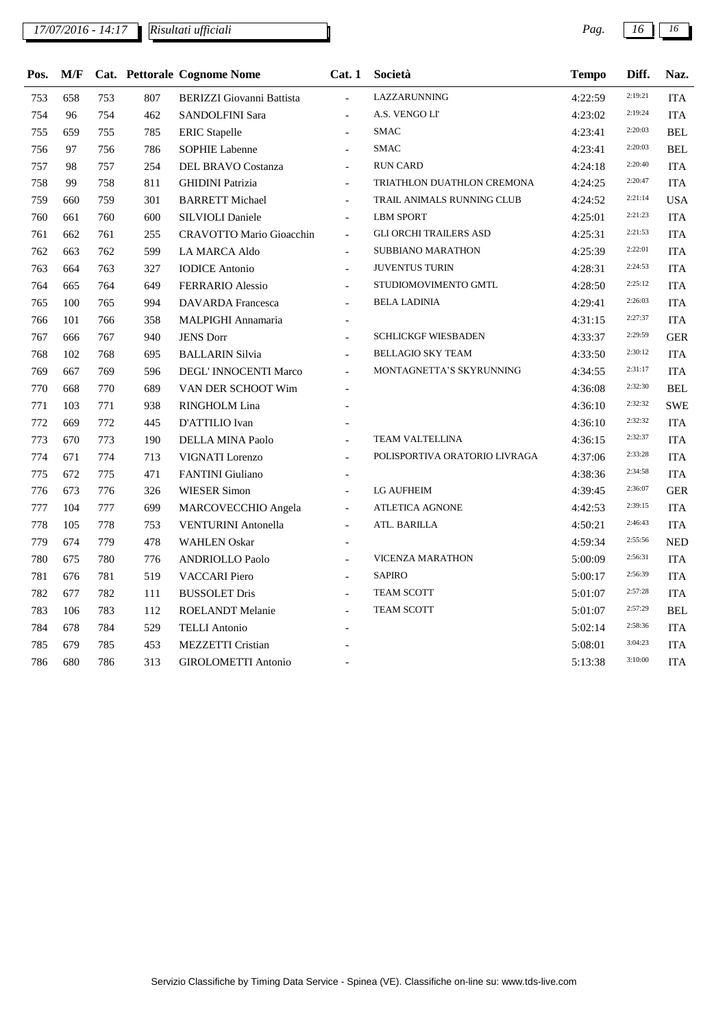| Pos. | M/F | Cat. | Pettorale | Cognome Nome | Cat. 1 | Società | Tempo | Diff. | Naz. |
|---|---|---|---|---|---|---|---|---|---|
| 753 | 658 | 753 | 807 | BERIZZI Giovanni Battista | - | LAZZARUNNING | 4:22:59 | 2:19:21 | ITA |
| 754 | 96 | 754 | 462 | SANDOLFINI Sara | - | A.S. VENGO LI' | 4:23:02 | 2:19:24 | ITA |
| 755 | 659 | 755 | 785 | ERIC Stapelle | - | SMAC | 4:23:41 | 2:20:03 | BEL |
| 756 | 97 | 756 | 786 | SOPHIE Labenne | - | SMAC | 4:23:41 | 2:20:03 | BEL |
| 757 | 98 | 757 | 254 | DEL BRAVO Costanza | - | RUN CARD | 4:24:18 | 2:20:40 | ITA |
| 758 | 99 | 758 | 811 | GHIDINI Patrizia | - | TRIATHLON DUATHLON CREMONA | 4:24:25 | 2:20:47 | ITA |
| 759 | 660 | 759 | 301 | BARRETT Michael | - | TRAIL ANIMALS RUNNING CLUB | 4:24:52 | 2:21:14 | USA |
| 760 | 661 | 760 | 600 | SILVIOLI Daniele | - | LBM SPORT | 4:25:01 | 2:21:23 | ITA |
| 761 | 662 | 761 | 255 | CRAVOTTO Mario Gioacchin | - | GLI ORCHI TRAILERS ASD | 4:25:31 | 2:21:53 | ITA |
| 762 | 663 | 762 | 599 | LA MARCA Aldo | - | SUBBIANO MARATHON | 4:25:39 | 2:22:01 | ITA |
| 763 | 664 | 763 | 327 | IODICE Antonio | - | JUVENTUS TURIN | 4:28:31 | 2:24:53 | ITA |
| 764 | 665 | 764 | 649 | FERRARIO Alessio | - | STUDIOMOVIMENTO GMTL | 4:28:50 | 2:25:12 | ITA |
| 765 | 100 | 765 | 994 | DAVARDA Francesca | - | BELA LADINIA | 4:29:41 | 2:26:03 | ITA |
| 766 | 101 | 766 | 358 | MALPIGHI Annamaria | - | | 4:31:15 | 2:27:37 | ITA |
| 767 | 666 | 767 | 940 | JENS Dorr | - | SCHLICKGF WIESBADEN | 4:33:37 | 2:29:59 | GER |
| 768 | 102 | 768 | 695 | BALLARIN Silvia | - | BELLAGIO SKY TEAM | 4:33:50 | 2:30:12 | ITA |
| 769 | 667 | 769 | 596 | DEGL' INNOCENTI Marco | - | MONTAGNETTA'S SKYRUNNING | 4:34:55 | 2:31:17 | ITA |
| 770 | 668 | 770 | 689 | VAN DER SCHOOT Wim | - | | 4:36:08 | 2:32:30 | BEL |
| 771 | 103 | 771 | 938 | RINGHOLM Lina | - | | 4:36:10 | 2:32:32 | SWE |
| 772 | 669 | 772 | 445 | D'ATTILIO Ivan | - | | 4:36:10 | 2:32:32 | ITA |
| 773 | 670 | 773 | 190 | DELLA MINA Paolo | - | TEAM VALTELLINA | 4:36:15 | 2:32:37 | ITA |
| 774 | 671 | 774 | 713 | VIGNATI Lorenzo | - | POLISPORTIVA ORATORIO LIVRAGA | 4:37:06 | 2:33:28 | ITA |
| 775 | 672 | 775 | 471 | FANTINI Giuliano | - | | 4:38:36 | 2:34:58 | ITA |
| 776 | 673 | 776 | 326 | WIESER Simon | - | LG AUFHEIM | 4:39:45 | 2:36:07 | GER |
| 777 | 104 | 777 | 699 | MARCOVECCHIO Angela | - | ATLETICA AGNONE | 4:42:53 | 2:39:15 | ITA |
| 778 | 105 | 778 | 753 | VENTURINI Antonella | - | ATL. BARILLA | 4:50:21 | 2:46:43 | ITA |
| 779 | 674 | 779 | 478 | WAHLEN Oskar | - | | 4:59:34 | 2:55:56 | NED |
| 780 | 675 | 780 | 776 | ANDRIOLLO Paolo | - | VICENZA MARATHON | 5:00:09 | 2:56:31 | ITA |
| 781 | 676 | 781 | 519 | VACCARI Piero | - | SAPIRO | 5:00:17 | 2:56:39 | ITA |
| 782 | 677 | 782 | 111 | BUSSOLET Dris | - | TEAM SCOTT | 5:01:07 | 2:57:28 | ITA |
| 783 | 106 | 783 | 112 | ROELANDT Melanie | - | TEAM SCOTT | 5:01:07 | 2:57:29 | BEL |
| 784 | 678 | 784 | 529 | TELLI Antonio | - | | 5:02:14 | 2:58:36 | ITA |
| 785 | 679 | 785 | 453 | MEZZETTI Cristian | - | | 5:08:01 | 3:04:23 | ITA |
| 786 | 680 | 786 | 313 | GIROLOMETTI Antonio | - | | 5:13:38 | 3:10:00 | ITA |